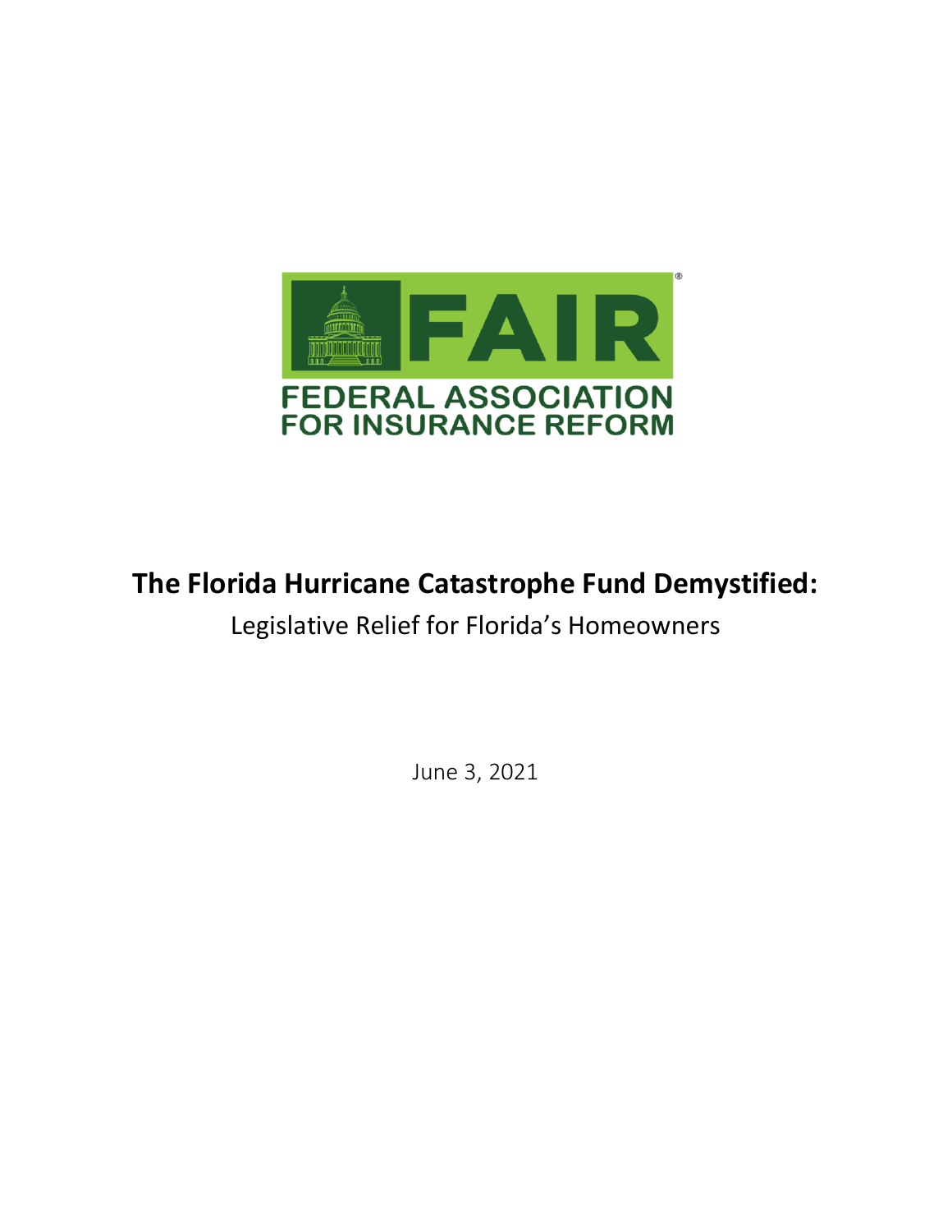FAIR®

FEDERAL ASSOCIATION FOR INSURANCE REFORM

# The Florida Hurricane Catastrophe Fund Demystified:

Legislative Relief for Florida's Homeowners

June 3, 2021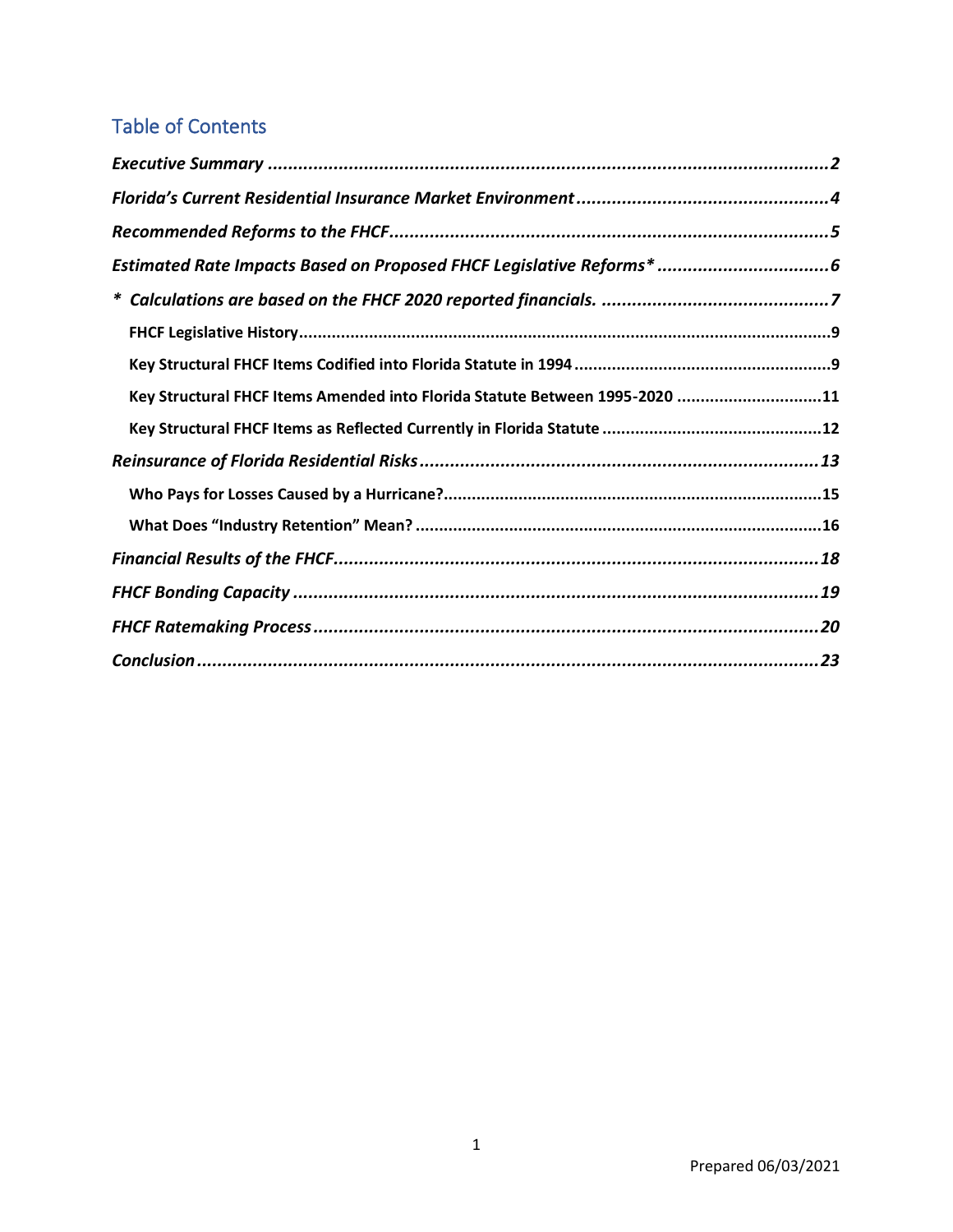## Table of Contents

*Executive Summary* ................................................................ *2*

*Florida's Current Residential Insurance Market Environment* ................................ *4*

*Recommended Reforms to the FHCF* ................................................................ *5*

*Estimated Rate Impacts Based on Proposed FHCF Legislative Reforms** ................................ *6*

*\* Calculations are based on the FHCF 2020 reported financials.* ................................ *7*

- **FHCF Legislative History** ................................................................ **9**
- **Key Structural FHCF Items Codified into Florida Statute in 1994** ................................ **9**
- **Key Structural FHCF Items Amended into Florida Statute Between 1995-2020** ................................ **11**
- **Key Structural FHCF Items as Reflected Currently in Florida Statute** ................................ **12**

*Reinsurance of Florida Residential Risks* ................................................................ *13*

- **Who Pays for Losses Caused by a Hurricane?** ................................................................ **15**
- **What Does "Industry Retention" Mean?** ................................................................ **16**

*Financial Results of the FHCF* ................................................................ *18*

*FHCF Bonding Capacity* ................................................................ *19*

*FHCF Ratemaking Process* ................................................................ *20*

*Conclusion* ................................................................ *23*

Prepared 06/03/2021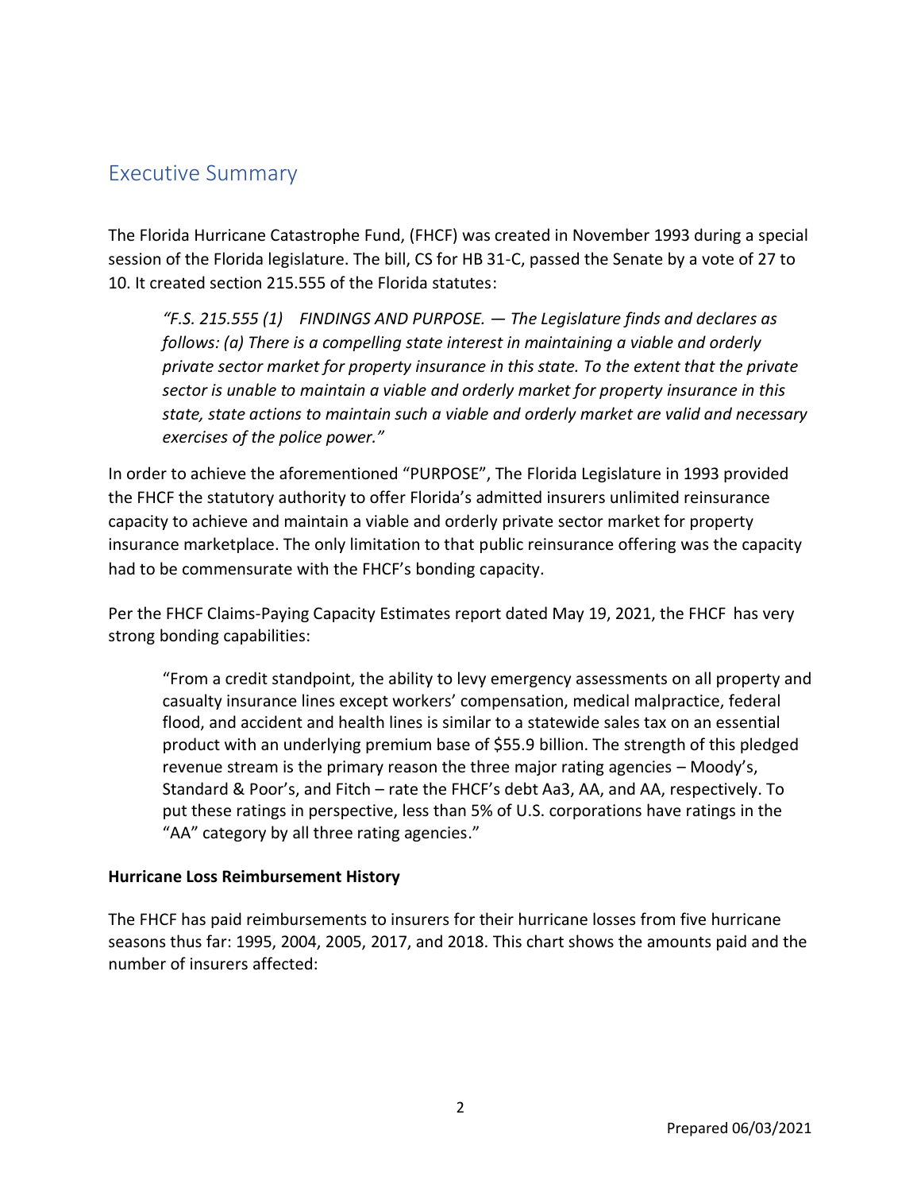## Executive Summary

The Florida Hurricane Catastrophe Fund, (FHCF) was created in November 1993 during a special session of the Florida legislature. The bill, CS for HB 31-C, passed the Senate by a vote of 27 to 10. It created section 215.555 of the Florida statutes:

> *"F.S. 215.555 (1) FINDINGS AND PURPOSE. — The Legislature finds and declares as follows: (a) There is a compelling state interest in maintaining a viable and orderly private sector market for property insurance in this state. To the extent that the private sector is unable to maintain a viable and orderly market for property insurance in this state, state actions to maintain such a viable and orderly market are valid and necessary exercises of the police power."*

In order to achieve the aforementioned "PURPOSE", The Florida Legislature in 1993 provided the FHCF the statutory authority to offer Florida's admitted insurers unlimited reinsurance capacity to achieve and maintain a viable and orderly private sector market for property insurance marketplace. The only limitation to that public reinsurance offering was the capacity had to be commensurate with the FHCF's bonding capacity.

Per the FHCF Claims-Paying Capacity Estimates report dated May 19, 2021, the FHCF has very strong bonding capabilities:

> "From a credit standpoint, the ability to levy emergency assessments on all property and casualty insurance lines except workers' compensation, medical malpractice, federal flood, and accident and health lines is similar to a statewide sales tax on an essential product with an underlying premium base of $55.9 billion. The strength of this pledged revenue stream is the primary reason the three major rating agencies – Moody's, Standard & Poor's, and Fitch – rate the FHCF's debt Aa3, AA, and AA, respectively. To put these ratings in perspective, less than 5% of U.S. corporations have ratings in the "AA" category by all three rating agencies."

**Hurricane Loss Reimbursement History**

The FHCF has paid reimbursements to insurers for their hurricane losses from five hurricane seasons thus far: 1995, 2004, 2005, 2017, and 2018. This chart shows the amounts paid and the number of insurers affected: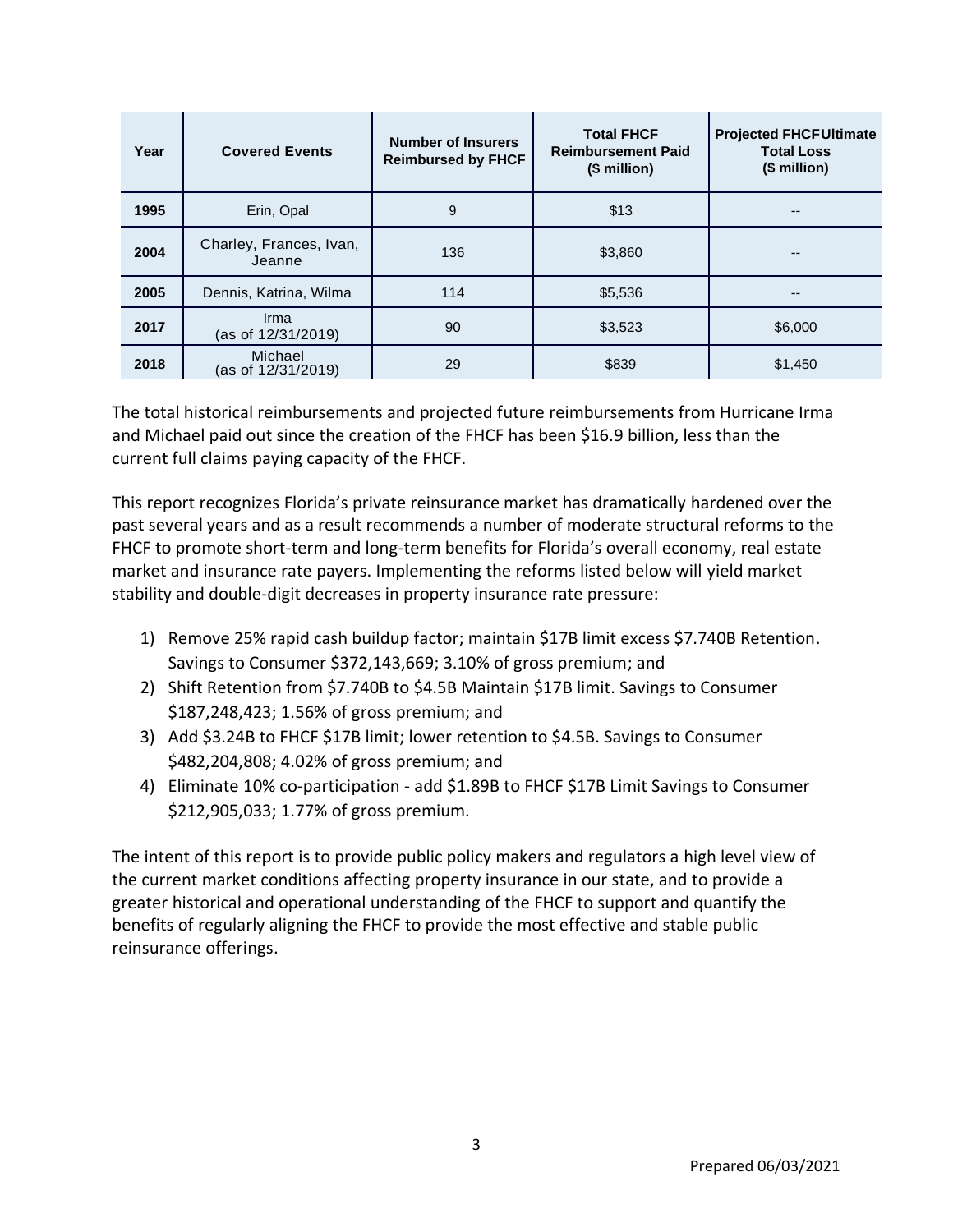| Year | Covered Events | Number of Insurers Reimbursed by FHCF | Total FHCF Reimbursement Paid ($ million) | Projected FHCF Ultimate Total Loss ($ million) |
|---|---|---|---|---|
| 1995 | Erin, Opal | 9 | $13 | -- |
| 2004 | Charley, Frances, Ivan, Jeanne | 136 | $3,860 | -- |
| 2005 | Dennis, Katrina, Wilma | 114 | $5,536 | -- |
| 2017 | Irma (as of 12/31/2019) | 90 | $3,523 | $6,000 |
| 2018 | Michael (as of 12/31/2019) | 29 | $839 | $1,450 |

The total historical reimbursements and projected future reimbursements from Hurricane Irma and Michael paid out since the creation of the FHCF has been $16.9 billion, less than the current full claims paying capacity of the FHCF.

This report recognizes Florida's private reinsurance market has dramatically hardened over the past several years and as a result recommends a number of moderate structural reforms to the FHCF to promote short-term and long-term benefits for Florida's overall economy, real estate market and insurance rate payers. Implementing the reforms listed below will yield market stability and double-digit decreases in property insurance rate pressure:

1) Remove 25% rapid cash buildup factor; maintain $17B limit excess $7.740B Retention. Savings to Consumer $372,143,669; 3.10% of gross premium; and
2) Shift Retention from $7.740B to $4.5B Maintain $17B limit. Savings to Consumer $187,248,423; 1.56% of gross premium; and
3) Add $3.24B to FHCF $17B limit; lower retention to $4.5B. Savings to Consumer $482,204,808; 4.02% of gross premium; and
4) Eliminate 10% co-participation - add $1.89B to FHCF $17B Limit Savings to Consumer $212,905,033; 1.77% of gross premium.

The intent of this report is to provide public policy makers and regulators a high level view of the current market conditions affecting property insurance in our state, and to provide a greater historical and operational understanding of the FHCF to support and quantify the benefits of regularly aligning the FHCF to provide the most effective and stable public reinsurance offerings.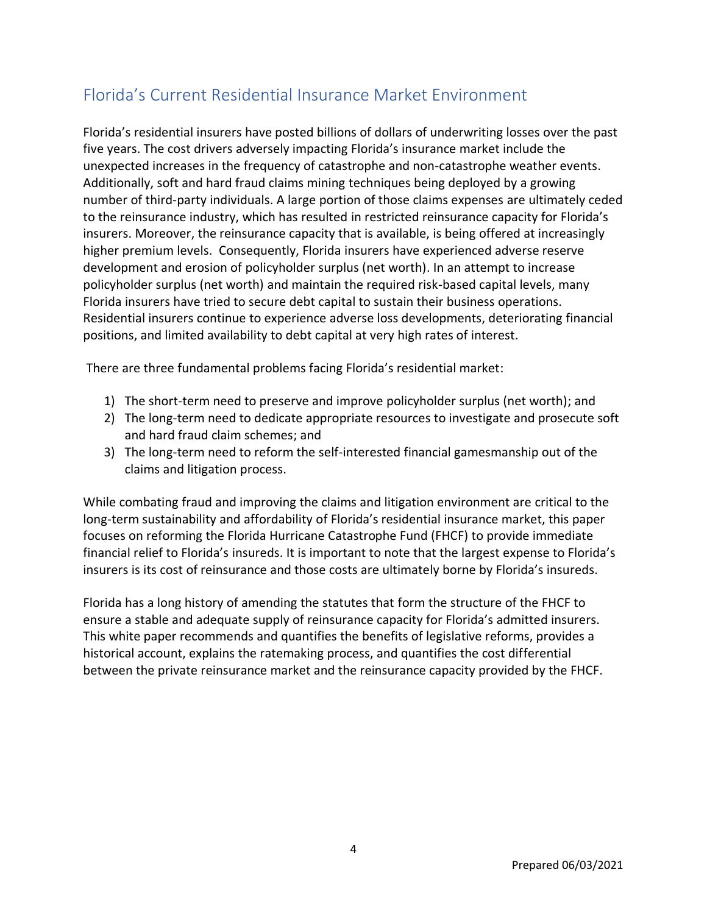## Florida's Current Residential Insurance Market Environment

Florida's residential insurers have posted billions of dollars of underwriting losses over the past five years. The cost drivers adversely impacting Florida's insurance market include the unexpected increases in the frequency of catastrophe and non-catastrophe weather events. Additionally, soft and hard fraud claims mining techniques being deployed by a growing number of third-party individuals. A large portion of those claims expenses are ultimately ceded to the reinsurance industry, which has resulted in restricted reinsurance capacity for Florida's insurers. Moreover, the reinsurance capacity that is available, is being offered at increasingly higher premium levels. Consequently, Florida insurers have experienced adverse reserve development and erosion of policyholder surplus (net worth). In an attempt to increase policyholder surplus (net worth) and maintain the required risk-based capital levels, many Florida insurers have tried to secure debt capital to sustain their business operations. Residential insurers continue to experience adverse loss developments, deteriorating financial positions, and limited availability to debt capital at very high rates of interest.

There are three fundamental problems facing Florida's residential market:

1) The short-term need to preserve and improve policyholder surplus (net worth); and
2) The long-term need to dedicate appropriate resources to investigate and prosecute soft and hard fraud claim schemes; and
3) The long-term need to reform the self-interested financial gamesmanship out of the claims and litigation process.

While combating fraud and improving the claims and litigation environment are critical to the long-term sustainability and affordability of Florida's residential insurance market, this paper focuses on reforming the Florida Hurricane Catastrophe Fund (FHCF) to provide immediate financial relief to Florida's insureds. It is important to note that the largest expense to Florida's insurers is its cost of reinsurance and those costs are ultimately borne by Florida's insureds.

Florida has a long history of amending the statutes that form the structure of the FHCF to ensure a stable and adequate supply of reinsurance capacity for Florida's admitted insurers. This white paper recommends and quantifies the benefits of legislative reforms, provides a historical account, explains the ratemaking process, and quantifies the cost differential between the private reinsurance market and the reinsurance capacity provided by the FHCF.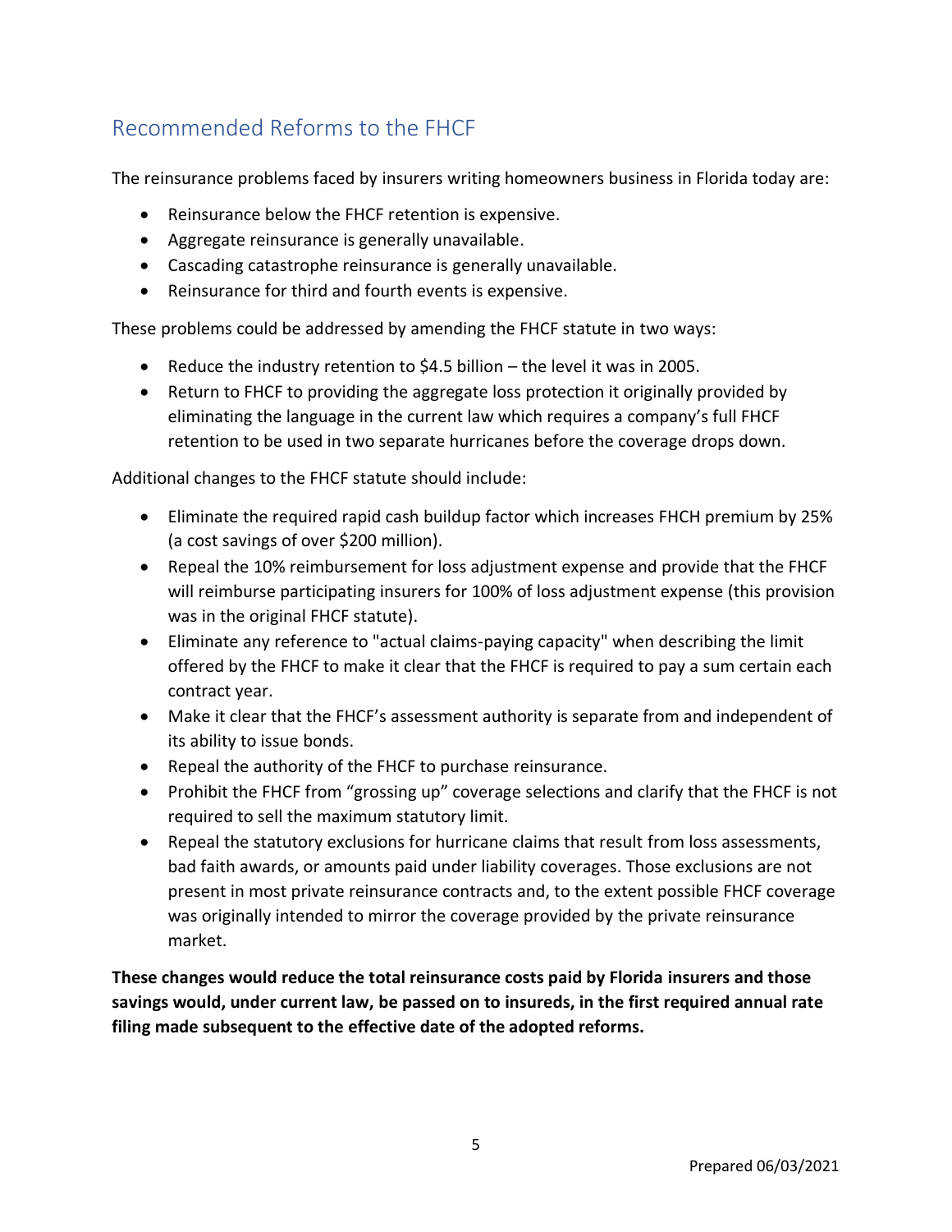## Recommended Reforms to the FHCF

The reinsurance problems faced by insurers writing homeowners business in Florida today are:

- Reinsurance below the FHCF retention is expensive.
- Aggregate reinsurance is generally unavailable.
- Cascading catastrophe reinsurance is generally unavailable.
- Reinsurance for third and fourth events is expensive.

These problems could be addressed by amending the FHCF statute in two ways:

- Reduce the industry retention to $4.5 billion – the level it was in 2005.
- Return to FHCF to providing the aggregate loss protection it originally provided by eliminating the language in the current law which requires a company's full FHCF retention to be used in two separate hurricanes before the coverage drops down.

Additional changes to the FHCF statute should include:

- Eliminate the required rapid cash buildup factor which increases FHCH premium by 25% (a cost savings of over $200 million).
- Repeal the 10% reimbursement for loss adjustment expense and provide that the FHCF will reimburse participating insurers for 100% of loss adjustment expense (this provision was in the original FHCF statute).
- Eliminate any reference to "actual claims-paying capacity" when describing the limit offered by the FHCF to make it clear that the FHCF is required to pay a sum certain each contract year.
- Make it clear that the FHCF's assessment authority is separate from and independent of its ability to issue bonds.
- Repeal the authority of the FHCF to purchase reinsurance.
- Prohibit the FHCF from "grossing up" coverage selections and clarify that the FHCF is not required to sell the maximum statutory limit.
- Repeal the statutory exclusions for hurricane claims that result from loss assessments, bad faith awards, or amounts paid under liability coverages. Those exclusions are not present in most private reinsurance contracts and, to the extent possible FHCF coverage was originally intended to mirror the coverage provided by the private reinsurance market.

**These changes would reduce the total reinsurance costs paid by Florida insurers and those savings would, under current law, be passed on to insureds, in the first required annual rate filing made subsequent to the effective date of the adopted reforms.**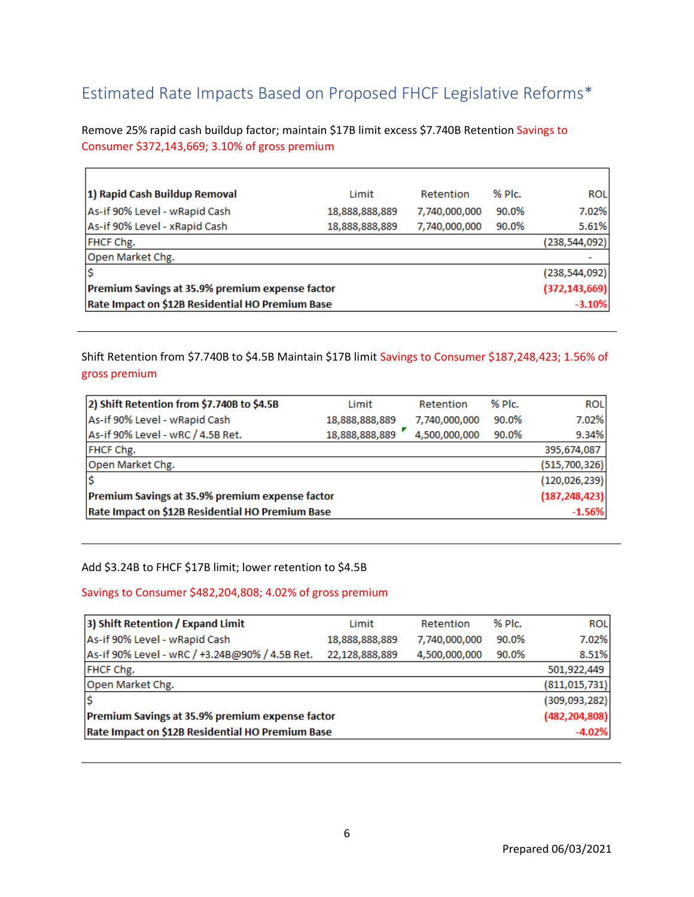## Estimated Rate Impacts Based on Proposed FHCF Legislative Reforms*

Remove 25% rapid cash buildup factor; maintain $17B limit excess $7.740B Retention Savings to Consumer $372,143,669; 3.10% of gross premium

| 1) Rapid Cash Buildup Removal | Limit | Retention | % Plc. | ROL |
|---|---|---|---|---|
| As-if 90% Level - wRapid Cash | 18,888,888,889 | 7,740,000,000 | 90.0% | 7.02% |
| As-if 90% Level - xRapid Cash | 18,888,888,889 | 7,740,000,000 | 90.0% | 5.61% |
| FHCF Chg. | | | | (238,544,092) |
| Open Market Chg. | | | | - |
| $ | | | | (238,544,092) |
| **Premium Savings at 35.9% premium expense factor** | | | | **(372,143,669)** |
| **Rate Impact on $12B Residential HO Premium Base** | | | | **-3.10%** |

---

Shift Retention from $7.740B to $4.5B Maintain $17B limit Savings to Consumer $187,248,423; 1.56% of gross premium

| 2) Shift Retention from $7.740B to $4.5B | Limit | Retention | % Plc. | ROL |
|---|---|---|---|---|
| As-if 90% Level - wRapid Cash | 18,888,888,889 | 7,740,000,000 | 90.0% | 7.02% |
| As-if 90% Level - wRC / 4.5B Ret. | 18,888,888,889 | 4,500,000,000 | 90.0% | 9.34% |
| FHCF Chg. | | | | 395,674,087 |
| Open Market Chg. | | | | (515,700,326) |
| $ | | | | (120,026,239) |
| **Premium Savings at 35.9% premium expense factor** | | | | **(187,248,423)** |
| **Rate Impact on $12B Residential HO Premium Base** | | | | **-1.56%** |

---

Add $3.24B to FHCF $17B limit; lower retention to $4.5B

Savings to Consumer $482,204,808; 4.02% of gross premium

| 3) Shift Retention / Expand Limit | Limit | Retention | % Plc. | ROL |
|---|---|---|---|---|
| As-if 90% Level - wRapid Cash | 18,888,888,889 | 7,740,000,000 | 90.0% | 7.02% |
| As-if 90% Level - wRC / +3.24B@90% / 4.5B Ret. | 22,128,888,889 | 4,500,000,000 | 90.0% | 8.51% |
| FHCF Chg. | | | | 501,922,449 |
| Open Market Chg. | | | | (811,015,731) |
| $ | | | | (309,093,282) |
| **Premium Savings at 35.9% premium expense factor** | | | | **(482,204,808)** |
| **Rate Impact on $12B Residential HO Premium Base** | | | | **-4.02%** |

---

Prepared 06/03/2021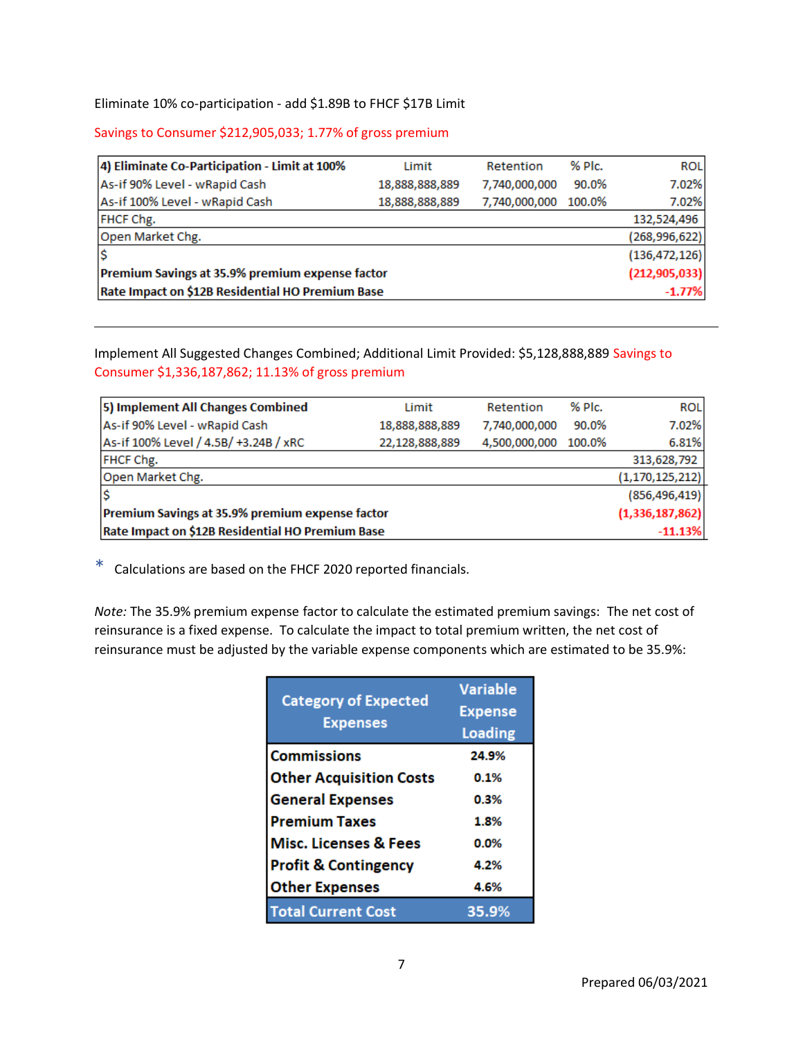Eliminate 10% co-participation - add $1.89B to FHCF $17B Limit

Savings to Consumer $212,905,033; 1.77% of gross premium

| **4) Eliminate Co-Participation - Limit at 100%** | Limit | Retention | % Plc. | ROL |
|---|---|---|---|---|
| As-if 90% Level - wRapid Cash | 18,888,888,889 | 7,740,000,000 | 90.0% | 7.02% |
| As-if 100% Level - wRapid Cash | 18,888,888,889 | 7,740,000,000 | 100.0% | 7.02% |
| FHCF Chg. | | | | 132,524,496 |
| Open Market Chg. | | | | (268,996,622) |
| $ | | | | (136,472,126) |
| **Premium Savings at 35.9% premium expense factor** | | | | **(212,905,033)** |
| **Rate Impact on $12B Residential HO Premium Base** | | | | **-1.77%** |

---

Implement All Suggested Changes Combined; Additional Limit Provided: $5,128,888,889 Savings to Consumer $1,336,187,862; 11.13% of gross premium

| **5) Implement All Changes Combined** | Limit | Retention | % Plc. | ROL |
|---|---|---|---|---|
| As-if 90% Level - wRapid Cash | 18,888,888,889 | 7,740,000,000 | 90.0% | 7.02% |
| As-if 100% Level / 4.5B/ +3.24B / xRC | 22,128,888,889 | 4,500,000,000 | 100.0% | 6.81% |
| FHCF Chg. | | | | 313,628,792 |
| Open Market Chg. | | | | (1,170,125,212) |
| $ | | | | (856,496,419) |
| **Premium Savings at 35.9% premium expense factor** | | | | **(1,336,187,862)** |
| **Rate Impact on $12B Residential HO Premium Base** | | | | **-11.13%** |

\* Calculations are based on the FHCF 2020 reported financials.

*Note:* The 35.9% premium expense factor to calculate the estimated premium savings: The net cost of reinsurance is a fixed expense. To calculate the impact to total premium written, the net cost of reinsurance must be adjusted by the variable expense components which are estimated to be 35.9%:

| Category of Expected Expenses | Variable Expense Loading |
|---|---|
| **Commissions** | **24.9%** |
| **Other Acquisition Costs** | **0.1%** |
| **General Expenses** | **0.3%** |
| **Premium Taxes** | **1.8%** |
| **Misc. Licenses & Fees** | **0.0%** |
| **Profit & Contingency** | **4.2%** |
| **Other Expenses** | **4.6%** |
| **Total Current Cost** | **35.9%** |

Prepared 06/03/2021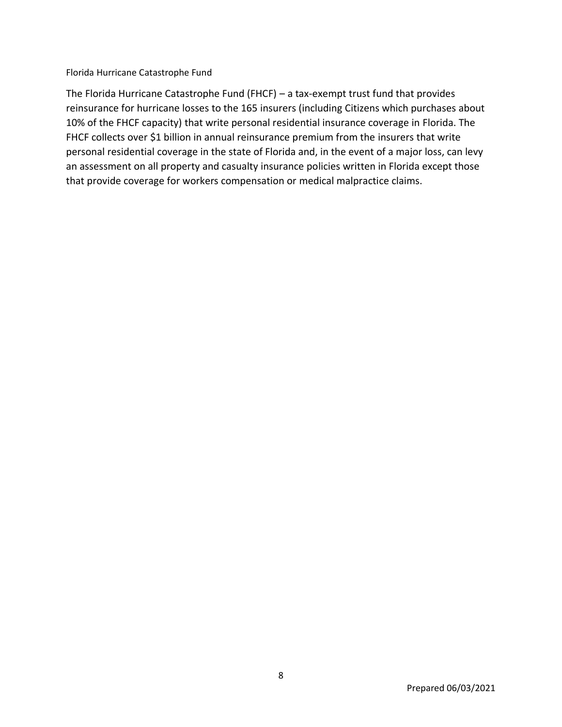Florida Hurricane Catastrophe Fund

The Florida Hurricane Catastrophe Fund (FHCF) – a tax-exempt trust fund that provides reinsurance for hurricane losses to the 165 insurers (including Citizens which purchases about 10% of the FHCF capacity) that write personal residential insurance coverage in Florida. The FHCF collects over $1 billion in annual reinsurance premium from the insurers that write personal residential coverage in the state of Florida and, in the event of a major loss, can levy an assessment on all property and casualty insurance policies written in Florida except those that provide coverage for workers compensation or medical malpractice claims.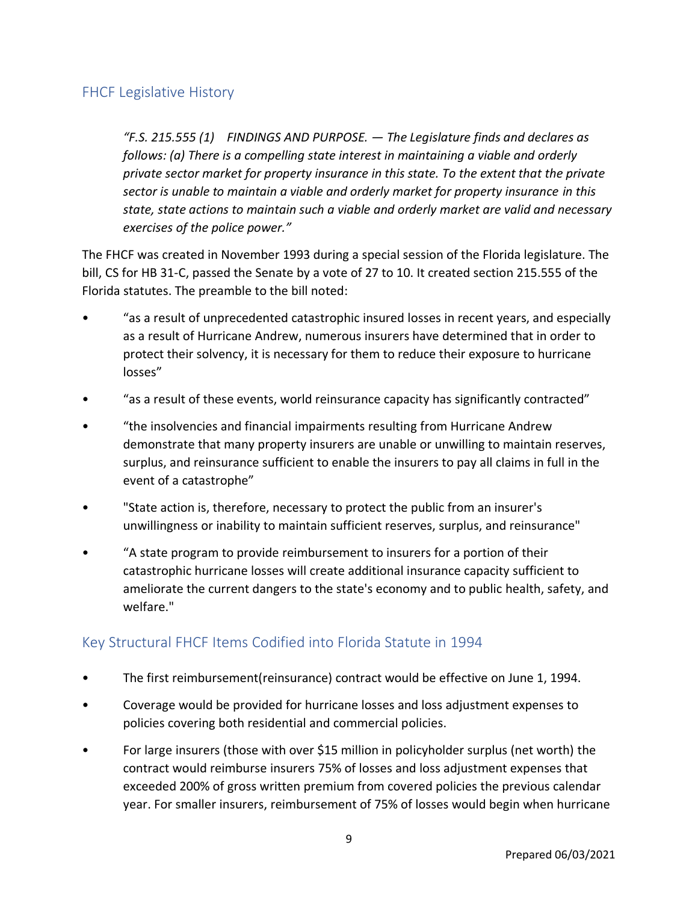## FHCF Legislative History

> *"F.S. 215.555 (1) FINDINGS AND PURPOSE. — The Legislature finds and declares as follows: (a) There is a compelling state interest in maintaining a viable and orderly private sector market for property insurance in this state. To the extent that the private sector is unable to maintain a viable and orderly market for property insurance in this state, state actions to maintain such a viable and orderly market are valid and necessary exercises of the police power."*

The FHCF was created in November 1993 during a special session of the Florida legislature. The bill, CS for HB 31-C, passed the Senate by a vote of 27 to 10. It created section 215.555 of the Florida statutes. The preamble to the bill noted:

- "as a result of unprecedented catastrophic insured losses in recent years, and especially as a result of Hurricane Andrew, numerous insurers have determined that in order to protect their solvency, it is necessary for them to reduce their exposure to hurricane losses"
- "as a result of these events, world reinsurance capacity has significantly contracted"
- "the insolvencies and financial impairments resulting from Hurricane Andrew demonstrate that many property insurers are unable or unwilling to maintain reserves, surplus, and reinsurance sufficient to enable the insurers to pay all claims in full in the event of a catastrophe"
- "State action is, therefore, necessary to protect the public from an insurer's unwillingness or inability to maintain sufficient reserves, surplus, and reinsurance"
- "A state program to provide reimbursement to insurers for a portion of their catastrophic hurricane losses will create additional insurance capacity sufficient to ameliorate the current dangers to the state's economy and to public health, safety, and welfare."

## Key Structural FHCF Items Codified into Florida Statute in 1994

- The first reimbursement(reinsurance) contract would be effective on June 1, 1994.
- Coverage would be provided for hurricane losses and loss adjustment expenses to policies covering both residential and commercial policies.
- For large insurers (those with over $15 million in policyholder surplus (net worth) the contract would reimburse insurers 75% of losses and loss adjustment expenses that exceeded 200% of gross written premium from covered policies the previous calendar year. For smaller insurers, reimbursement of 75% of losses would begin when hurricane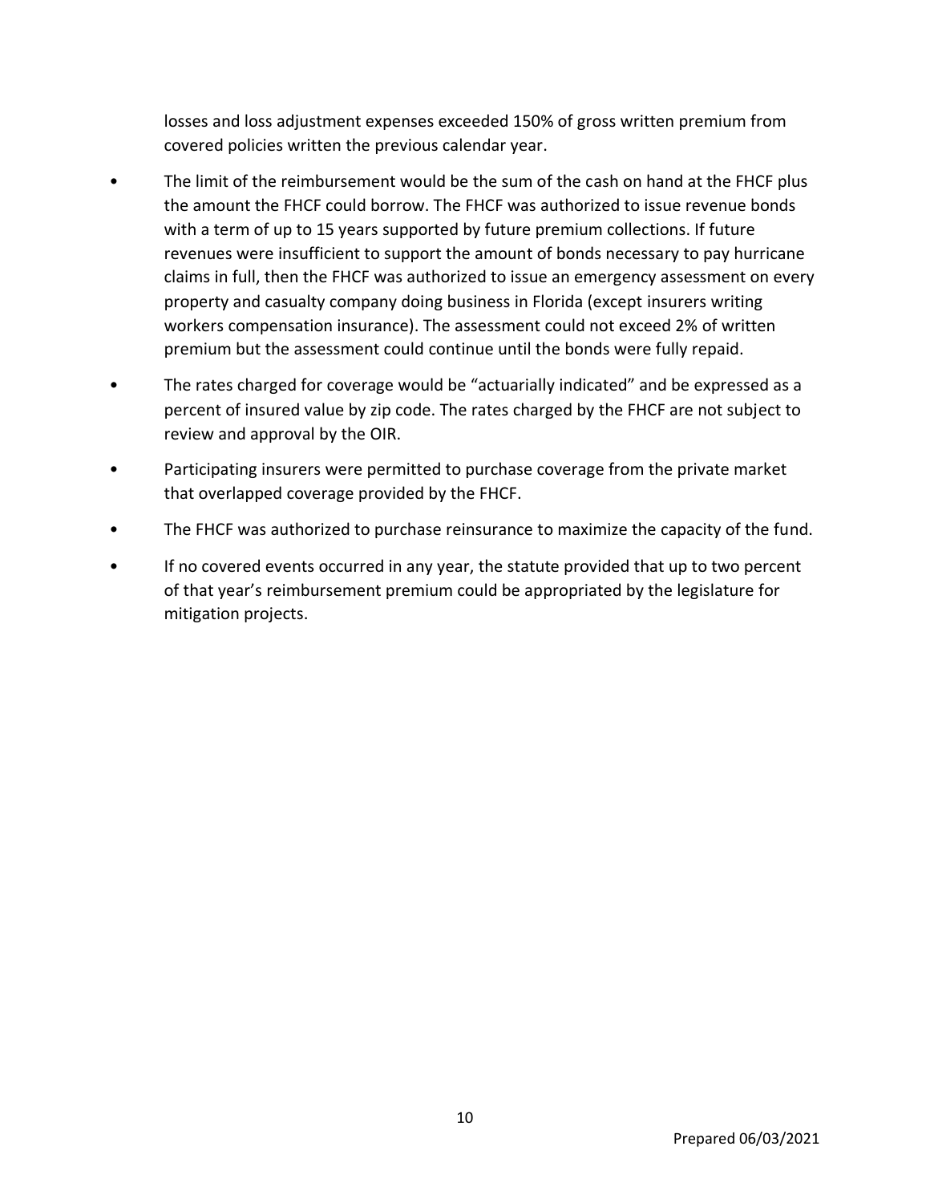losses and loss adjustment expenses exceeded 150% of gross written premium from covered policies written the previous calendar year.

- The limit of the reimbursement would be the sum of the cash on hand at the FHCF plus the amount the FHCF could borrow. The FHCF was authorized to issue revenue bonds with a term of up to 15 years supported by future premium collections. If future revenues were insufficient to support the amount of bonds necessary to pay hurricane claims in full, then the FHCF was authorized to issue an emergency assessment on every property and casualty company doing business in Florida (except insurers writing workers compensation insurance). The assessment could not exceed 2% of written premium but the assessment could continue until the bonds were fully repaid.
- The rates charged for coverage would be "actuarially indicated" and be expressed as a percent of insured value by zip code. The rates charged by the FHCF are not subject to review and approval by the OIR.
- Participating insurers were permitted to purchase coverage from the private market that overlapped coverage provided by the FHCF.
- The FHCF was authorized to purchase reinsurance to maximize the capacity of the fund.
- If no covered events occurred in any year, the statute provided that up to two percent of that year's reimbursement premium could be appropriated by the legislature for mitigation projects.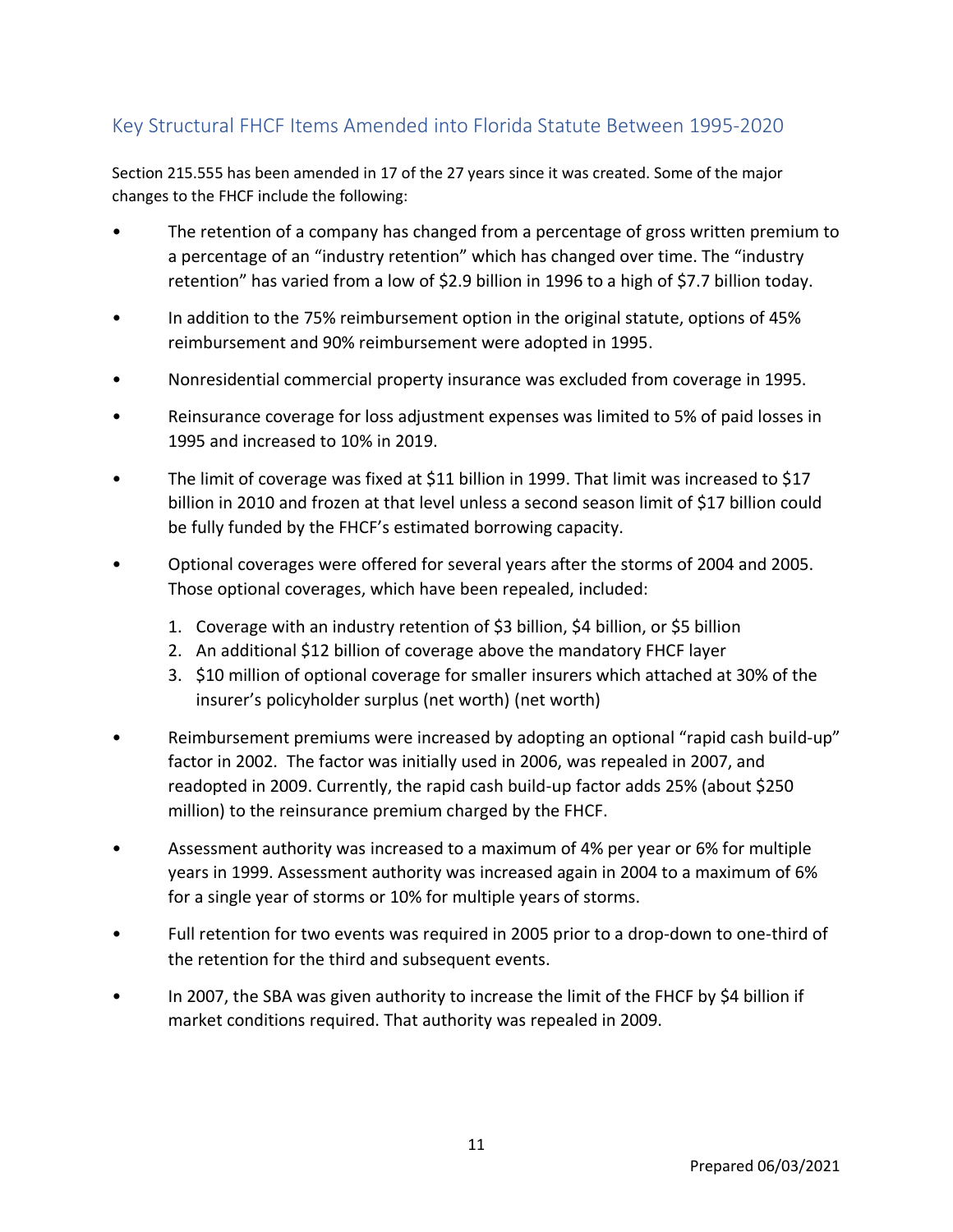## Key Structural FHCF Items Amended into Florida Statute Between 1995-2020

Section 215.555 has been amended in 17 of the 27 years since it was created. Some of the major changes to the FHCF include the following:

- The retention of a company has changed from a percentage of gross written premium to a percentage of an "industry retention" which has changed over time. The "industry retention" has varied from a low of $2.9 billion in 1996 to a high of $7.7 billion today.
- In addition to the 75% reimbursement option in the original statute, options of 45% reimbursement and 90% reimbursement were adopted in 1995.
- Nonresidential commercial property insurance was excluded from coverage in 1995.
- Reinsurance coverage for loss adjustment expenses was limited to 5% of paid losses in 1995 and increased to 10% in 2019.
- The limit of coverage was fixed at $11 billion in 1999. That limit was increased to $17 billion in 2010 and frozen at that level unless a second season limit of $17 billion could be fully funded by the FHCF's estimated borrowing capacity.
- Optional coverages were offered for several years after the storms of 2004 and 2005. Those optional coverages, which have been repealed, included:
  1. Coverage with an industry retention of $3 billion, $4 billion, or $5 billion
  2. An additional $12 billion of coverage above the mandatory FHCF layer
  3. $10 million of optional coverage for smaller insurers which attached at 30% of the insurer's policyholder surplus (net worth) (net worth)
- Reimbursement premiums were increased by adopting an optional "rapid cash build-up" factor in 2002. The factor was initially used in 2006, was repealed in 2007, and readopted in 2009. Currently, the rapid cash build-up factor adds 25% (about $250 million) to the reinsurance premium charged by the FHCF.
- Assessment authority was increased to a maximum of 4% per year or 6% for multiple years in 1999. Assessment authority was increased again in 2004 to a maximum of 6% for a single year of storms or 10% for multiple years of storms.
- Full retention for two events was required in 2005 prior to a drop-down to one-third of the retention for the third and subsequent events.
- In 2007, the SBA was given authority to increase the limit of the FHCF by $4 billion if market conditions required. That authority was repealed in 2009.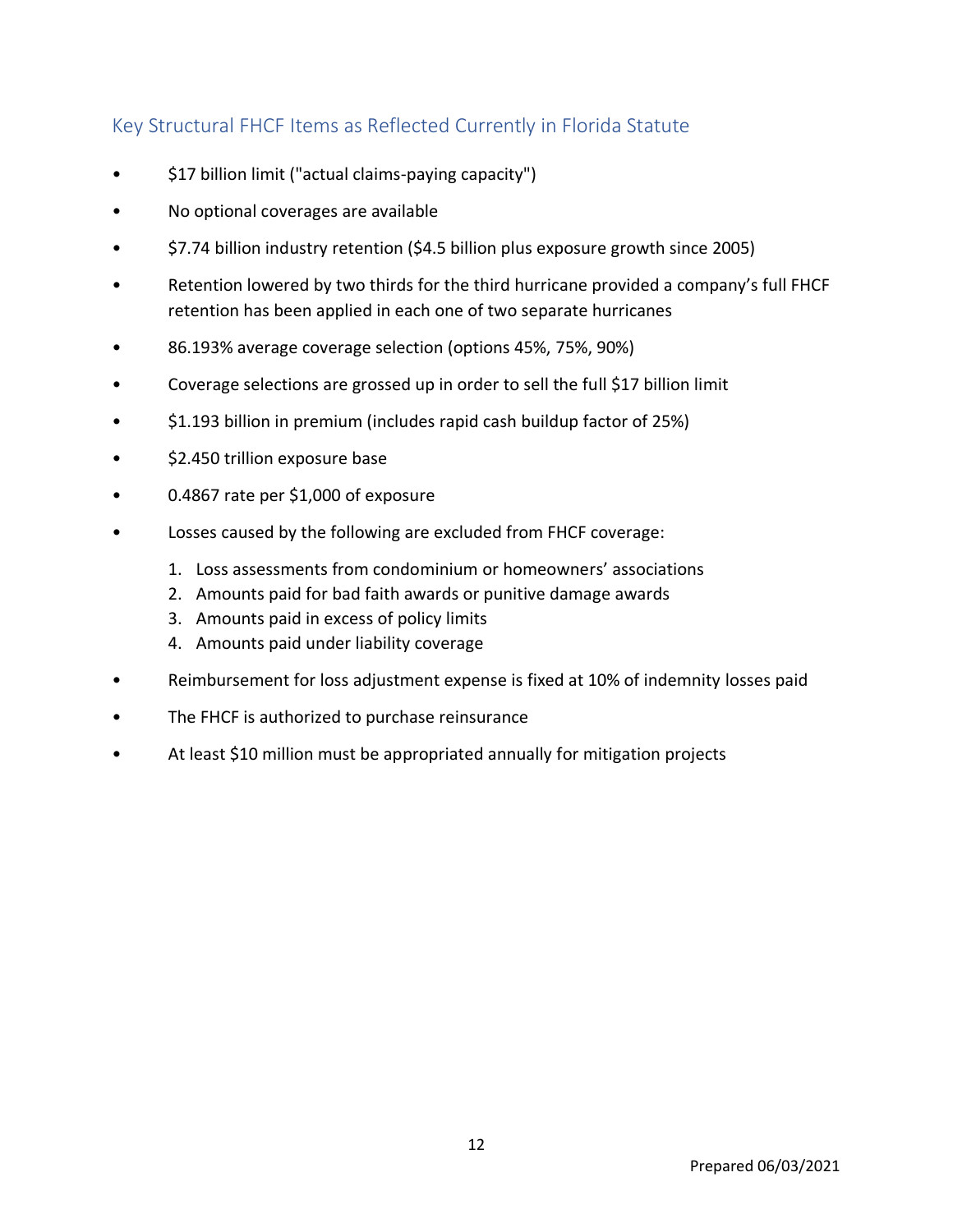## Key Structural FHCF Items as Reflected Currently in Florida Statute

- $17 billion limit ("actual claims-paying capacity")
- No optional coverages are available
- $7.74 billion industry retention ($4.5 billion plus exposure growth since 2005)
- Retention lowered by two thirds for the third hurricane provided a company's full FHCF retention has been applied in each one of two separate hurricanes
- 86.193% average coverage selection (options 45%, 75%, 90%)
- Coverage selections are grossed up in order to sell the full $17 billion limit
- $1.193 billion in premium (includes rapid cash buildup factor of 25%)
- $2.450 trillion exposure base
- 0.4867 rate per $1,000 of exposure
- Losses caused by the following are excluded from FHCF coverage:
    1. Loss assessments from condominium or homeowners' associations
    2. Amounts paid for bad faith awards or punitive damage awards
    3. Amounts paid in excess of policy limits
    4. Amounts paid under liability coverage
- Reimbursement for loss adjustment expense is fixed at 10% of indemnity losses paid
- The FHCF is authorized to purchase reinsurance
- At least $10 million must be appropriated annually for mitigation projects

Prepared 06/03/2021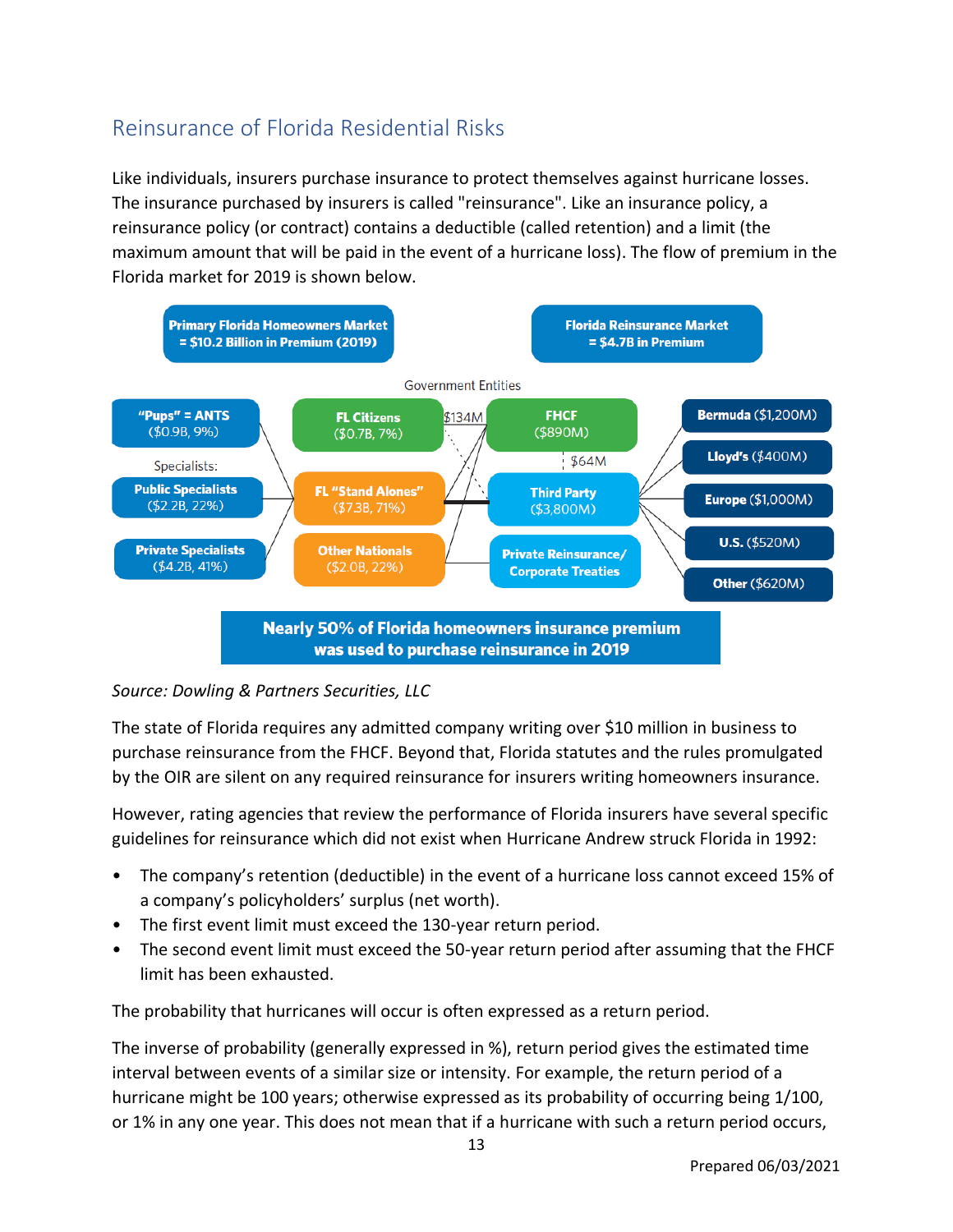## Reinsurance of Florida Residential Risks

Like individuals, insurers purchase insurance to protect themselves against hurricane losses. The insurance purchased by insurers is called "reinsurance". Like an insurance policy, a reinsurance policy (or contract) contains a deductible (called retention) and a limit (the maximum amount that will be paid in the event of a hurricane loss). The flow of premium in the Florida market for 2019 is shown below.

**Primary Florida Homeowners Market = $10.2 Billion in Premium (2019)**

**Florida Reinsurance Market = $4.7B in Premium**

Government Entities

- **"Pups" = ANTS** ($0.9B, 9%)
- Specialists:
  - **Public Specialists** ($2.2B, 22%)
  - **Private Specialists** ($4.2B, 41%)
- **FL Citizens** ($0.7B, 7%)
- **FL "Stand Alones"** ($7.3B, 71%)
- **Other Nationals** ($2.0B, 22%)
- **FHCF** ($890M)
- $134M
- $64M
- **Third Party** ($3,800M)
- **Private Reinsurance/ Corporate Treaties**
- **Bermuda** ($1,200M)
- **Lloyd's** ($400M)
- **Europe** ($1,000M)
- **U.S.** ($520M)
- **Other** ($620M)

**Nearly 50% of Florida homeowners insurance premium was used to purchase reinsurance in 2019**

*Source: Dowling & Partners Securities, LLC*

The state of Florida requires any admitted company writing over $10 million in business to purchase reinsurance from the FHCF. Beyond that, Florida statutes and the rules promulgated by the OIR are silent on any required reinsurance for insurers writing homeowners insurance.

However, rating agencies that review the performance of Florida insurers have several specific guidelines for reinsurance which did not exist when Hurricane Andrew struck Florida in 1992:

- The company's retention (deductible) in the event of a hurricane loss cannot exceed 15% of a company's policyholders' surplus (net worth).
- The first event limit must exceed the 130-year return period.
- The second event limit must exceed the 50-year return period after assuming that the FHCF limit has been exhausted.

The probability that hurricanes will occur is often expressed as a return period.

The inverse of probability (generally expressed in %), return period gives the estimated time interval between events of a similar size or intensity. For example, the return period of a hurricane might be 100 years; otherwise expressed as its probability of occurring being 1/100, or 1% in any one year. This does not mean that if a hurricane with such a return period occurs,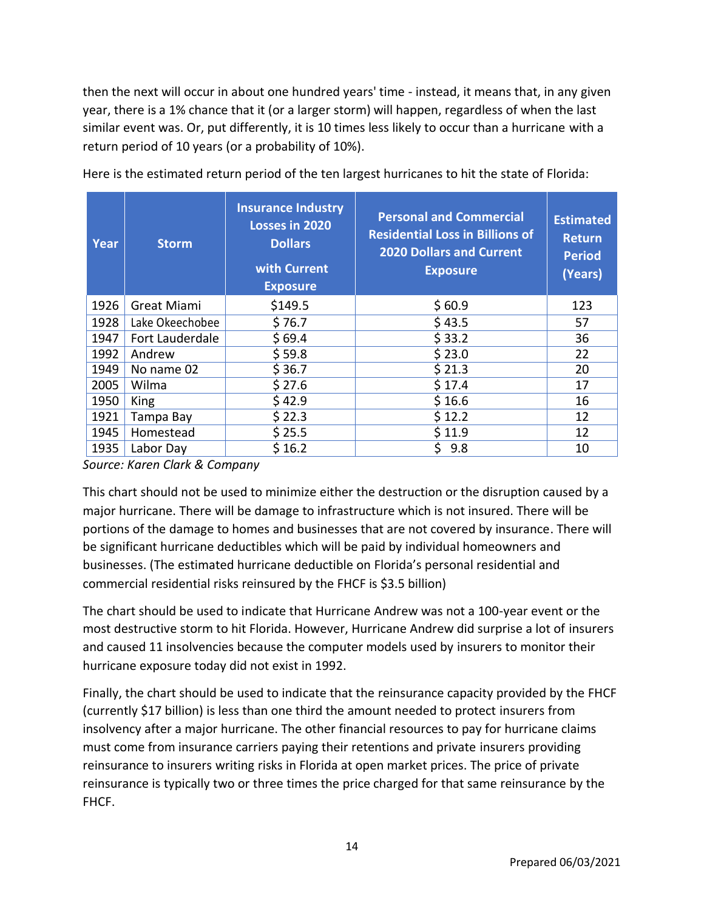then the next will occur in about one hundred years' time - instead, it means that, in any given year, there is a 1% chance that it (or a larger storm) will happen, regardless of when the last similar event was. Or, put differently, it is 10 times less likely to occur than a hurricane with a return period of 10 years (or a probability of 10%).

Here is the estimated return period of the ten largest hurricanes to hit the state of Florida:

| Year | Storm | Insurance Industry Losses in 2020 Dollars with Current Exposure | Personal and Commercial Residential Loss in Billions of 2020 Dollars and Current Exposure | Estimated Return Period (Years) |
|---|---|---|---|---|
| 1926 | Great Miami | $149.5 | $ 60.9 | 123 |
| 1928 | Lake Okeechobee | $ 76.7 | $ 43.5 | 57 |
| 1947 | Fort Lauderdale | $ 69.4 | $ 33.2 | 36 |
| 1992 | Andrew | $ 59.8 | $ 23.0 | 22 |
| 1949 | No name 02 | $ 36.7 | $ 21.3 | 20 |
| 2005 | Wilma | $ 27.6 | $ 17.4 | 17 |
| 1950 | King | $ 42.9 | $ 16.6 | 16 |
| 1921 | Tampa Bay | $ 22.3 | $ 12.2 | 12 |
| 1945 | Homestead | $ 25.5 | $ 11.9 | 12 |
| 1935 | Labor Day | $ 16.2 | $ 9.8 | 10 |

*Source: Karen Clark & Company*

This chart should not be used to minimize either the destruction or the disruption caused by a major hurricane. There will be damage to infrastructure which is not insured. There will be portions of the damage to homes and businesses that are not covered by insurance. There will be significant hurricane deductibles which will be paid by individual homeowners and businesses. (The estimated hurricane deductible on Florida's personal residential and commercial residential risks reinsured by the FHCF is $3.5 billion)

The chart should be used to indicate that Hurricane Andrew was not a 100-year event or the most destructive storm to hit Florida. However, Hurricane Andrew did surprise a lot of insurers and caused 11 insolvencies because the computer models used by insurers to monitor their hurricane exposure today did not exist in 1992.

Finally, the chart should be used to indicate that the reinsurance capacity provided by the FHCF (currently $17 billion) is less than one third the amount needed to protect insurers from insolvency after a major hurricane. The other financial resources to pay for hurricane claims must come from insurance carriers paying their retentions and private insurers providing reinsurance to insurers writing risks in Florida at open market prices. The price of private reinsurance is typically two or three times the price charged for that same reinsurance by the FHCF.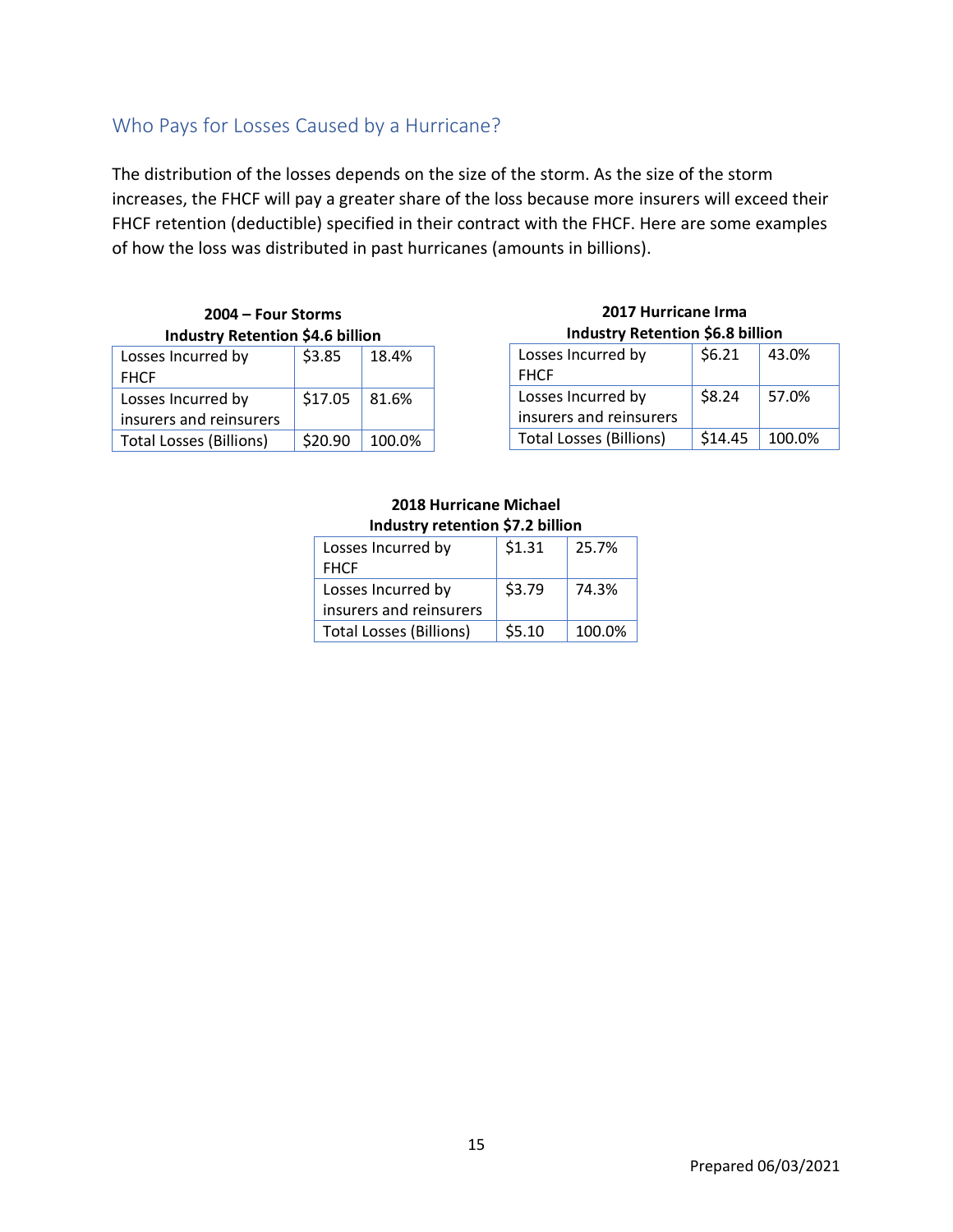## Who Pays for Losses Caused by a Hurricane?

The distribution of the losses depends on the size of the storm. As the size of the storm increases, the FHCF will pay a greater share of the loss because more insurers will exceed their FHCF retention (deductible) specified in their contract with the FHCF. Here are some examples of how the loss was distributed in past hurricanes (amounts in billions).

**2004 – Four Storms**
**Industry Retention $4.6 billion**

| | | |
|---|---|---|
| Losses Incurred by FHCF | $3.85 | 18.4% |
| Losses Incurred by insurers and reinsurers | $17.05 | 81.6% |
| Total Losses (Billions) | $20.90 | 100.0% |

**2017 Hurricane Irma**
**Industry Retention $6.8 billion**

| | | |
|---|---|---|
| Losses Incurred by FHCF | $6.21 | 43.0% |
| Losses Incurred by insurers and reinsurers | $8.24 | 57.0% |
| Total Losses (Billions) | $14.45 | 100.0% |

**2018 Hurricane Michael**
**Industry retention $7.2 billion**

| | | |
|---|---|---|
| Losses Incurred by FHCF | $1.31 | 25.7% |
| Losses Incurred by insurers and reinsurers | $3.79 | 74.3% |
| Total Losses (Billions) | $5.10 | 100.0% |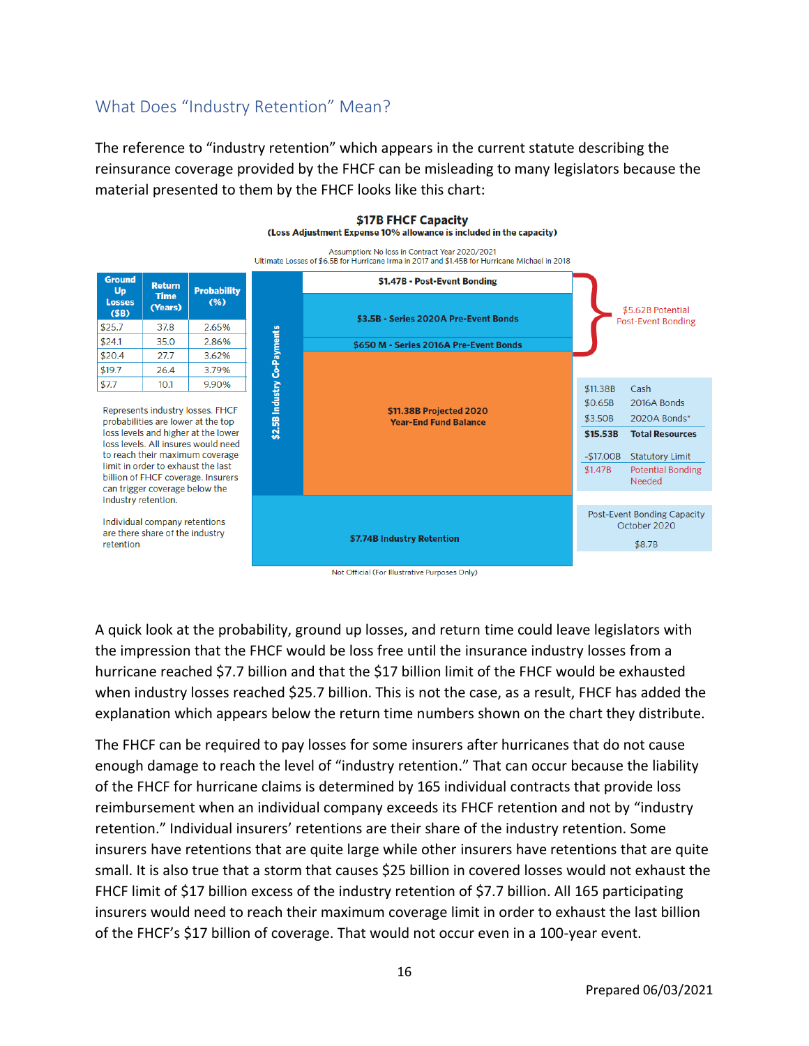## What Does "Industry Retention" Mean?

The reference to "industry retention" which appears in the current statute describing the reinsurance coverage provided by the FHCF can be misleading to many legislators because the material presented to them by the FHCF looks like this chart:

**$17B FHCF Capacity**
**(Loss Adjustment Expense 10% allowance is included in the capacity)**

Assumption: No loss in Contract Year 2020/2021
Ultimate Losses of $6.5B for Hurricane Irma in 2017 and $1.45B for Hurricane Michael in 2018

| Ground Up Losses ($B) | Return Time (Years) | Probability (%) |
|---|---|---|
| $25.7 | 37.8 | 2.65% |
| $24.1 | 35.0 | 2.86% |
| $20.4 | 27.7 | 3.62% |
| $19.7 | 26.4 | 3.79% |
| $7.7 | 10.1 | 9.90% |

Represents industry losses. FHCF probabilities are lower at the top loss levels and higher at the lower loss levels. All insures would need to reach their maximum coverage limit in order to exhaust the last billion of FHCF coverage. Insurers can trigger coverage below the industry retention.

Individual company retentions are there share of the industry retention

$2.5B Industry Co-Payments

- $1.47B - Post-Event Bonding
- $3.5B - Series 2020A Pre-Event Bonds
- $650 M - Series 2016A Pre-Event Bonds
- $11.38B Projected 2020 Year-End Fund Balance
- $7.74B Industry Retention

$5.62B Potential Post-Event Bonding

| | |
|---|---|
| $11.38B | Cash |
| $0.65B | 2016A Bonds |
| $3.50B | 2020A Bonds* |
| **$15.53B** | **Total Resources** |
| -$17.00B | Statutory Limit |
| $1.47B | Potential Bonding Needed |

Post-Event Bonding Capacity October 2020

$8.7B

Not Official (For Illustrative Purposes Only)

A quick look at the probability, ground up losses, and return time could leave legislators with the impression that the FHCF would be loss free until the insurance industry losses from a hurricane reached $7.7 billion and that the $17 billion limit of the FHCF would be exhausted when industry losses reached $25.7 billion. This is not the case, as a result, FHCF has added the explanation which appears below the return time numbers shown on the chart they distribute.

The FHCF can be required to pay losses for some insurers after hurricanes that do not cause enough damage to reach the level of "industry retention." That can occur because the liability of the FHCF for hurricane claims is determined by 165 individual contracts that provide loss reimbursement when an individual company exceeds its FHCF retention and not by "industry retention." Individual insurers' retentions are their share of the industry retention. Some insurers have retentions that are quite large while other insurers have retentions that are quite small. It is also true that a storm that causes $25 billion in covered losses would not exhaust the FHCF limit of $17 billion excess of the industry retention of $7.7 billion. All 165 participating insurers would need to reach their maximum coverage limit in order to exhaust the last billion of the FHCF's $17 billion of coverage. That would not occur even in a 100-year event.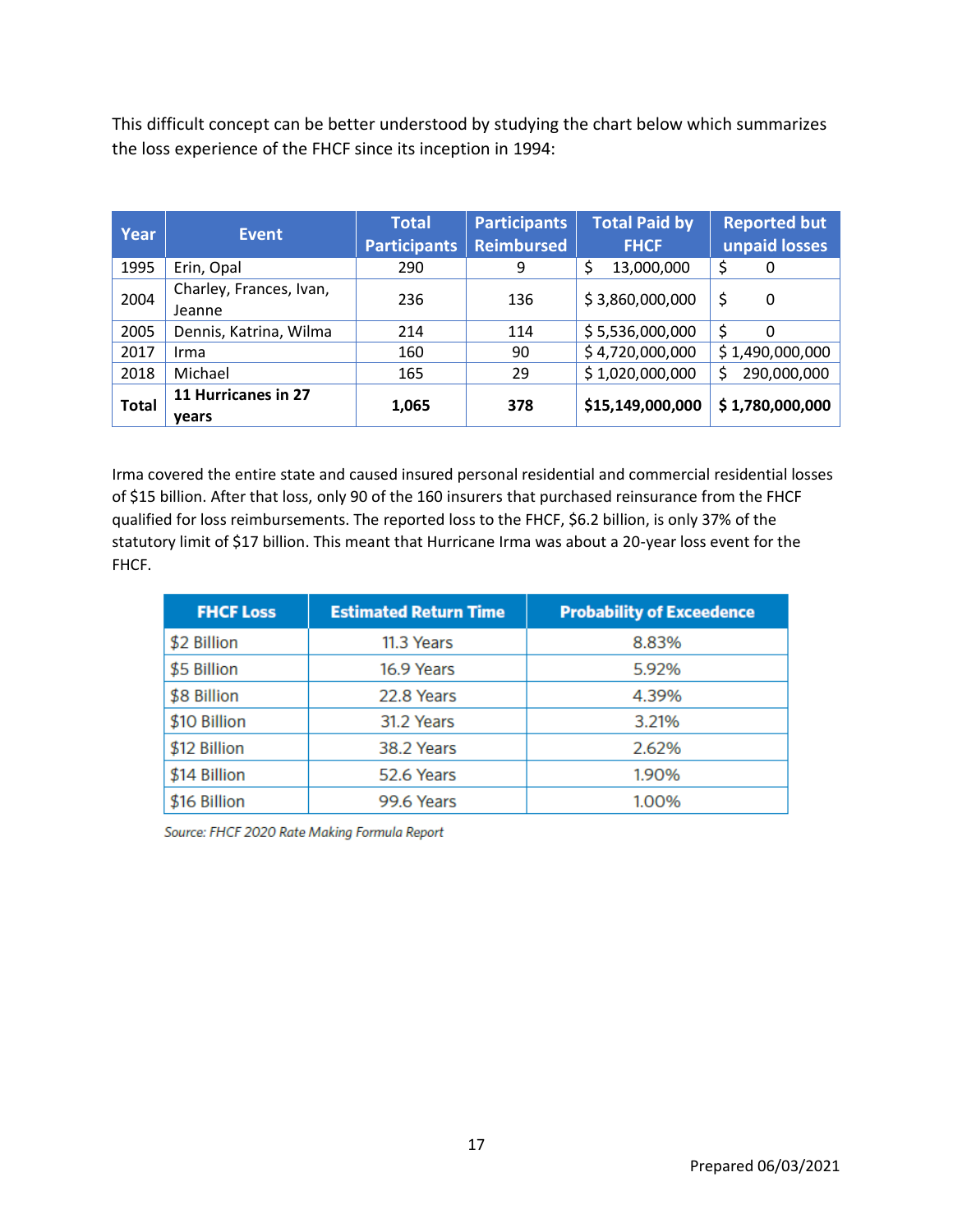This difficult concept can be better understood by studying the chart below which summarizes the loss experience of the FHCF since its inception in 1994:

| Year | Event | Total Participants | Participants Reimbursed | Total Paid by FHCF | Reported but unpaid losses |
|---|---|---|---|---|---|
| 1995 | Erin, Opal | 290 | 9 | $ 13,000,000 | $ 0 |
| 2004 | Charley, Frances, Ivan, Jeanne | 236 | 136 | $ 3,860,000,000 | $ 0 |
| 2005 | Dennis, Katrina, Wilma | 214 | 114 | $ 5,536,000,000 | $ 0 |
| 2017 | Irma | 160 | 90 | $ 4,720,000,000 | $ 1,490,000,000 |
| 2018 | Michael | 165 | 29 | $ 1,020,000,000 | $ 290,000,000 |
| **Total** | **11 Hurricanes in 27 years** | **1,065** | **378** | **$15,149,000,000** | **$ 1,780,000,000** |

Irma covered the entire state and caused insured personal residential and commercial residential losses of $15 billion. After that loss, only 90 of the 160 insurers that purchased reinsurance from the FHCF qualified for loss reimbursements. The reported loss to the FHCF, $6.2 billion, is only 37% of the statutory limit of $17 billion. This meant that Hurricane Irma was about a 20-year loss event for the FHCF.

| FHCF Loss | Estimated Return Time | Probability of Exceedence |
|---|---|---|
| $2 Billion | 11.3 Years | 8.83% |
| $5 Billion | 16.9 Years | 5.92% |
| $8 Billion | 22.8 Years | 4.39% |
| $10 Billion | 31.2 Years | 3.21% |
| $12 Billion | 38.2 Years | 2.62% |
| $14 Billion | 52.6 Years | 1.90% |
| $16 Billion | 99.6 Years | 1.00% |

*Source: FHCF 2020 Rate Making Formula Report*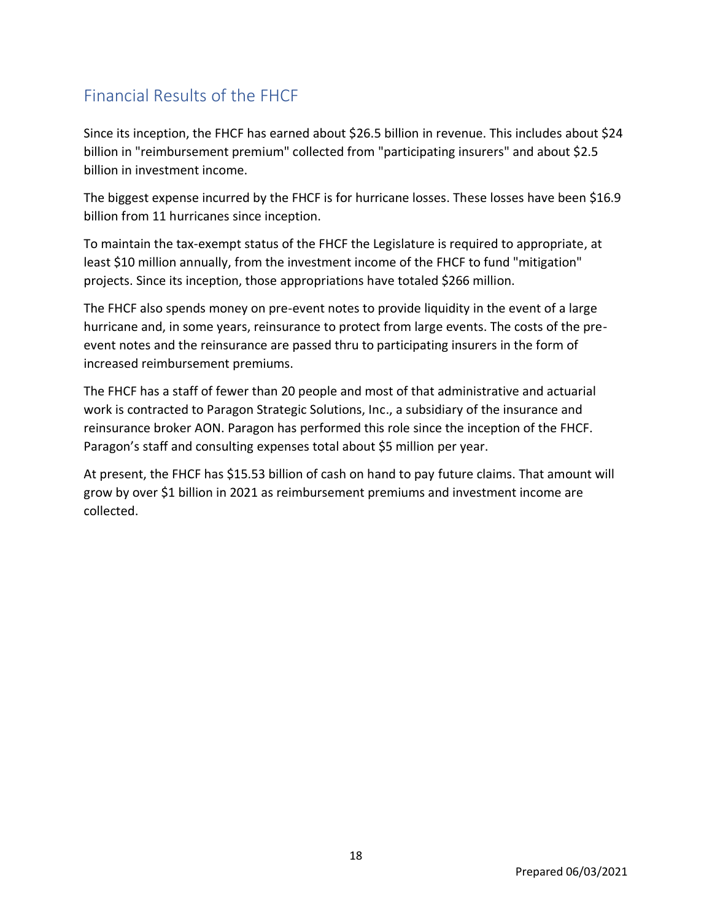## Financial Results of the FHCF

Since its inception, the FHCF has earned about $26.5 billion in revenue. This includes about $24 billion in "reimbursement premium" collected from "participating insurers" and about $2.5 billion in investment income.

The biggest expense incurred by the FHCF is for hurricane losses. These losses have been $16.9 billion from 11 hurricanes since inception.

To maintain the tax-exempt status of the FHCF the Legislature is required to appropriate, at least $10 million annually, from the investment income of the FHCF to fund "mitigation" projects. Since its inception, those appropriations have totaled $266 million.

The FHCF also spends money on pre-event notes to provide liquidity in the event of a large hurricane and, in some years, reinsurance to protect from large events. The costs of the pre-event notes and the reinsurance are passed thru to participating insurers in the form of increased reimbursement premiums.

The FHCF has a staff of fewer than 20 people and most of that administrative and actuarial work is contracted to Paragon Strategic Solutions, Inc., a subsidiary of the insurance and reinsurance broker AON. Paragon has performed this role since the inception of the FHCF. Paragon's staff and consulting expenses total about $5 million per year.

At present, the FHCF has $15.53 billion of cash on hand to pay future claims. That amount will grow by over $1 billion in 2021 as reimbursement premiums and investment income are collected.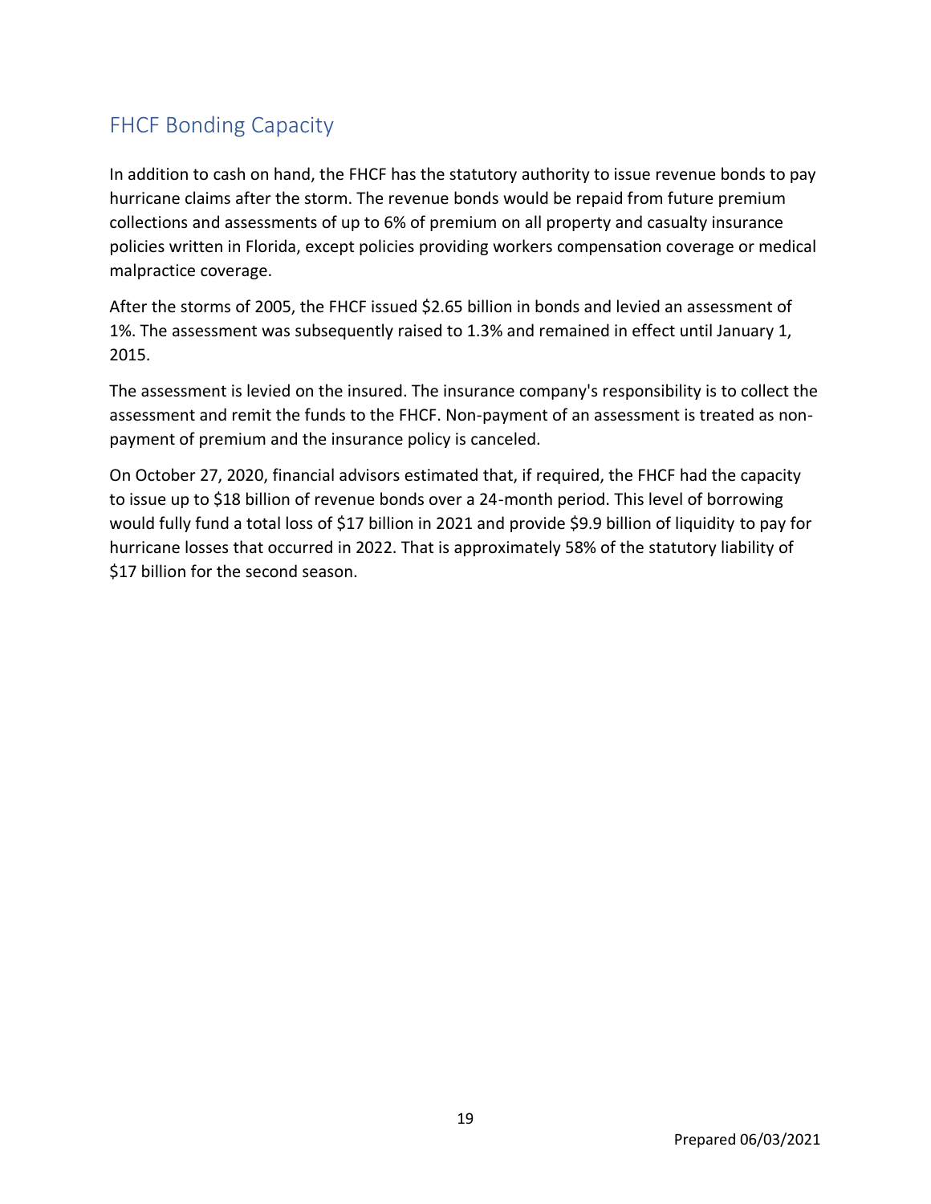## FHCF Bonding Capacity

In addition to cash on hand, the FHCF has the statutory authority to issue revenue bonds to pay hurricane claims after the storm. The revenue bonds would be repaid from future premium collections and assessments of up to 6% of premium on all property and casualty insurance policies written in Florida, except policies providing workers compensation coverage or medical malpractice coverage.

After the storms of 2005, the FHCF issued $2.65 billion in bonds and levied an assessment of 1%. The assessment was subsequently raised to 1.3% and remained in effect until January 1, 2015.

The assessment is levied on the insured. The insurance company's responsibility is to collect the assessment and remit the funds to the FHCF. Non-payment of an assessment is treated as non-payment of premium and the insurance policy is canceled.

On October 27, 2020, financial advisors estimated that, if required, the FHCF had the capacity to issue up to $18 billion of revenue bonds over a 24-month period. This level of borrowing would fully fund a total loss of $17 billion in 2021 and provide $9.9 billion of liquidity to pay for hurricane losses that occurred in 2022. That is approximately 58% of the statutory liability of $17 billion for the second season.

Prepared 06/03/2021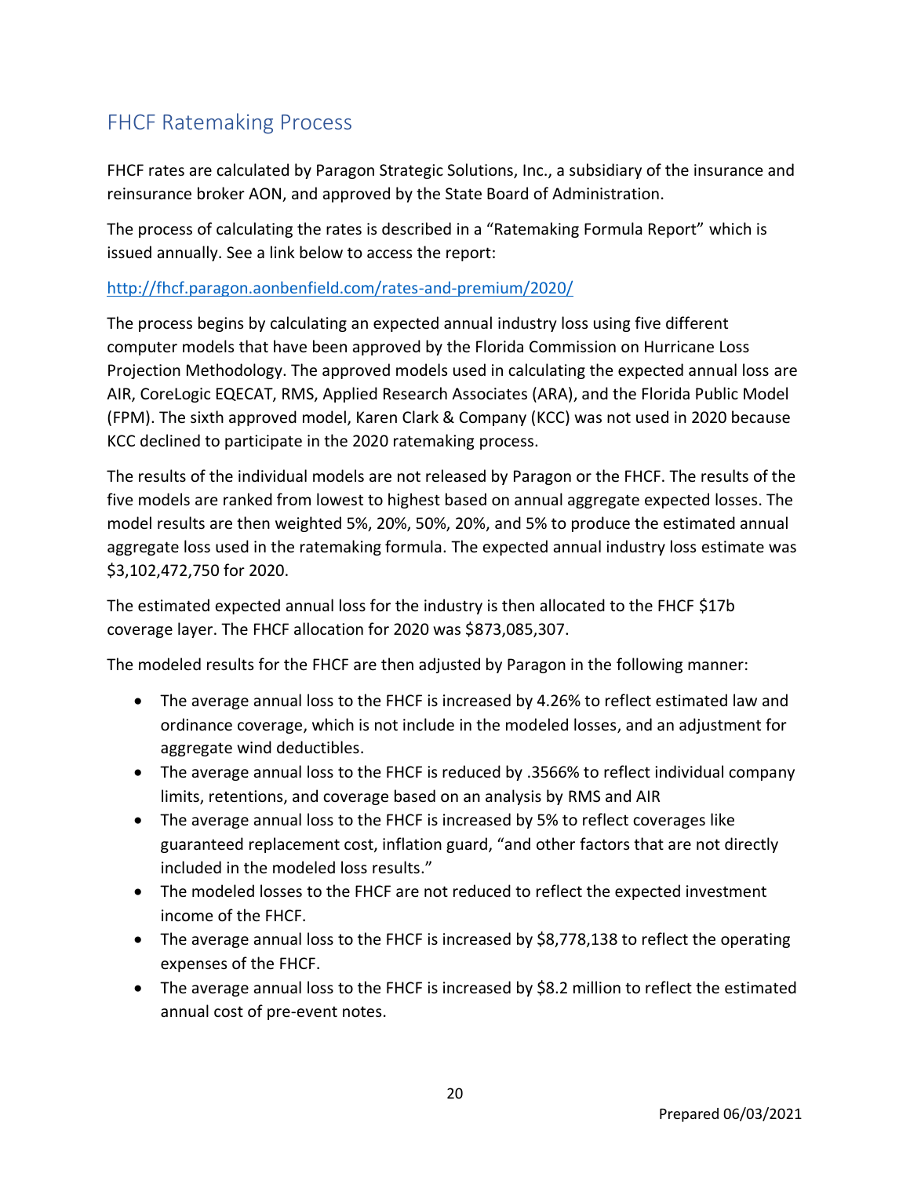## FHCF Ratemaking Process

FHCF rates are calculated by Paragon Strategic Solutions, Inc., a subsidiary of the insurance and reinsurance broker AON, and approved by the State Board of Administration.

The process of calculating the rates is described in a "Ratemaking Formula Report" which is issued annually. See a link below to access the report:

http://fhcf.paragon.aonbenfield.com/rates-and-premium/2020/

The process begins by calculating an expected annual industry loss using five different computer models that have been approved by the Florida Commission on Hurricane Loss Projection Methodology. The approved models used in calculating the expected annual loss are AIR, CoreLogic EQECAT, RMS, Applied Research Associates (ARA), and the Florida Public Model (FPM). The sixth approved model, Karen Clark & Company (KCC) was not used in 2020 because KCC declined to participate in the 2020 ratemaking process.

The results of the individual models are not released by Paragon or the FHCF. The results of the five models are ranked from lowest to highest based on annual aggregate expected losses. The model results are then weighted 5%, 20%, 50%, 20%, and 5% to produce the estimated annual aggregate loss used in the ratemaking formula. The expected annual industry loss estimate was $3,102,472,750 for 2020.

The estimated expected annual loss for the industry is then allocated to the FHCF $17b coverage layer. The FHCF allocation for 2020 was $873,085,307.

The modeled results for the FHCF are then adjusted by Paragon in the following manner:

- The average annual loss to the FHCF is increased by 4.26% to reflect estimated law and ordinance coverage, which is not include in the modeled losses, and an adjustment for aggregate wind deductibles.
- The average annual loss to the FHCF is reduced by .3566% to reflect individual company limits, retentions, and coverage based on an analysis by RMS and AIR
- The average annual loss to the FHCF is increased by 5% to reflect coverages like guaranteed replacement cost, inflation guard, "and other factors that are not directly included in the modeled loss results."
- The modeled losses to the FHCF are not reduced to reflect the expected investment income of the FHCF.
- The average annual loss to the FHCF is increased by $8,778,138 to reflect the operating expenses of the FHCF.
- The average annual loss to the FHCF is increased by $8.2 million to reflect the estimated annual cost of pre-event notes.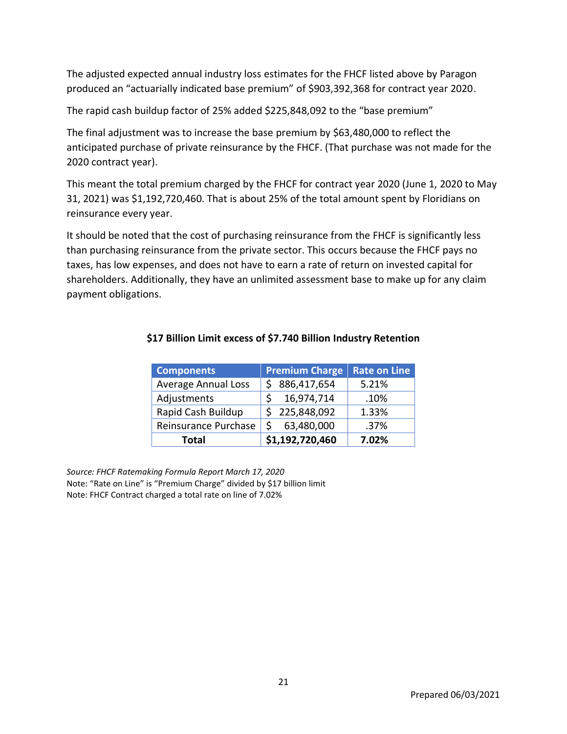The adjusted expected annual industry loss estimates for the FHCF listed above by Paragon produced an "actuarially indicated base premium" of $903,392,368 for contract year 2020.

The rapid cash buildup factor of 25% added $225,848,092 to the "base premium"

The final adjustment was to increase the base premium by $63,480,000 to reflect the anticipated purchase of private reinsurance by the FHCF. (That purchase was not made for the 2020 contract year).

This meant the total premium charged by the FHCF for contract year 2020 (June 1, 2020 to May 31, 2021) was $1,192,720,460. That is about 25% of the total amount spent by Floridians on reinsurance every year.

It should be noted that the cost of purchasing reinsurance from the FHCF is significantly less than purchasing reinsurance from the private sector. This occurs because the FHCF pays no taxes, has low expenses, and does not have to earn a rate of return on invested capital for shareholders. Additionally, they have an unlimited assessment base to make up for any claim payment obligations.

**$17 Billion Limit excess of $7.740 Billion Industry Retention**

| Components | Premium Charge | Rate on Line |
|---|---|---|
| Average Annual Loss | $ 886,417,654 | 5.21% |
| Adjustments | $ 16,974,714 | .10% |
| Rapid Cash Buildup | $ 225,848,092 | 1.33% |
| Reinsurance Purchase | $ 63,480,000 | .37% |
| **Total** | **$1,192,720,460** | **7.02%** |

*Source: FHCF Ratemaking Formula Report March 17, 2020*
Note: "Rate on Line" is "Premium Charge" divided by $17 billion limit
Note: FHCF Contract charged a total rate on line of 7.02%

Prepared 06/03/2021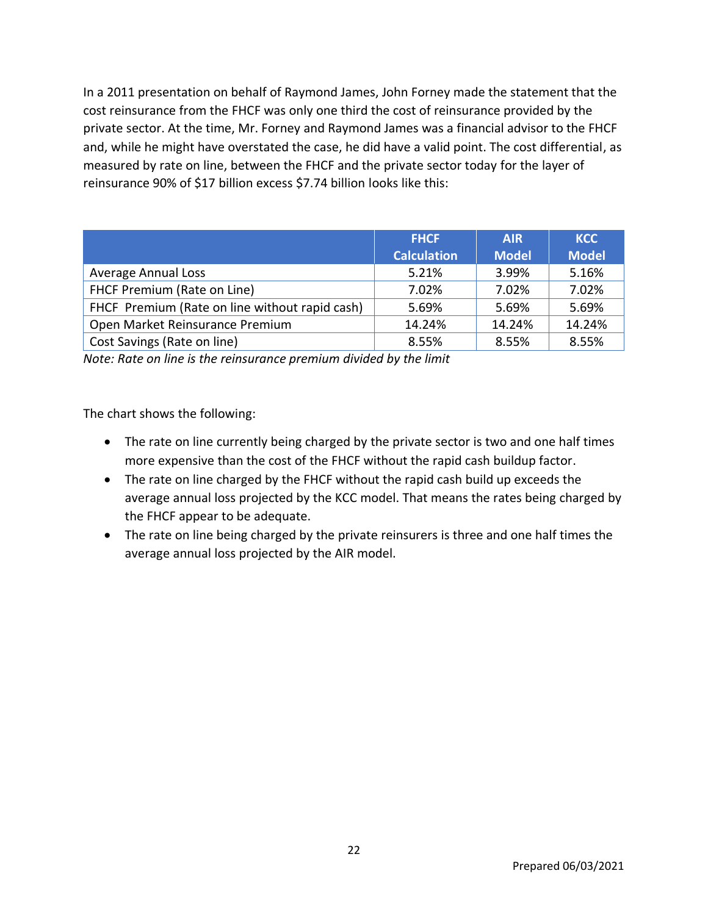In a 2011 presentation on behalf of Raymond James, John Forney made the statement that the cost reinsurance from the FHCF was only one third the cost of reinsurance provided by the private sector. At the time, Mr. Forney and Raymond James was a financial advisor to the FHCF and, while he might have overstated the case, he did have a valid point. The cost differential, as measured by rate on line, between the FHCF and the private sector today for the layer of reinsurance 90% of $17 billion excess $7.74 billion looks like this:

| | FHCF Calculation | AIR Model | KCC Model |
|---|---|---|---|
| Average Annual Loss | 5.21% | 3.99% | 5.16% |
| FHCF Premium (Rate on Line) | 7.02% | 7.02% | 7.02% |
| FHCF Premium (Rate on line without rapid cash) | 5.69% | 5.69% | 5.69% |
| Open Market Reinsurance Premium | 14.24% | 14.24% | 14.24% |
| Cost Savings (Rate on line) | 8.55% | 8.55% | 8.55% |

*Note: Rate on line is the reinsurance premium divided by the limit*

The chart shows the following:

- The rate on line currently being charged by the private sector is two and one half times more expensive than the cost of the FHCF without the rapid cash buildup factor.
- The rate on line charged by the FHCF without the rapid cash build up exceeds the average annual loss projected by the KCC model. That means the rates being charged by the FHCF appear to be adequate.
- The rate on line being charged by the private reinsurers is three and one half times the average annual loss projected by the AIR model.

Prepared 06/03/2021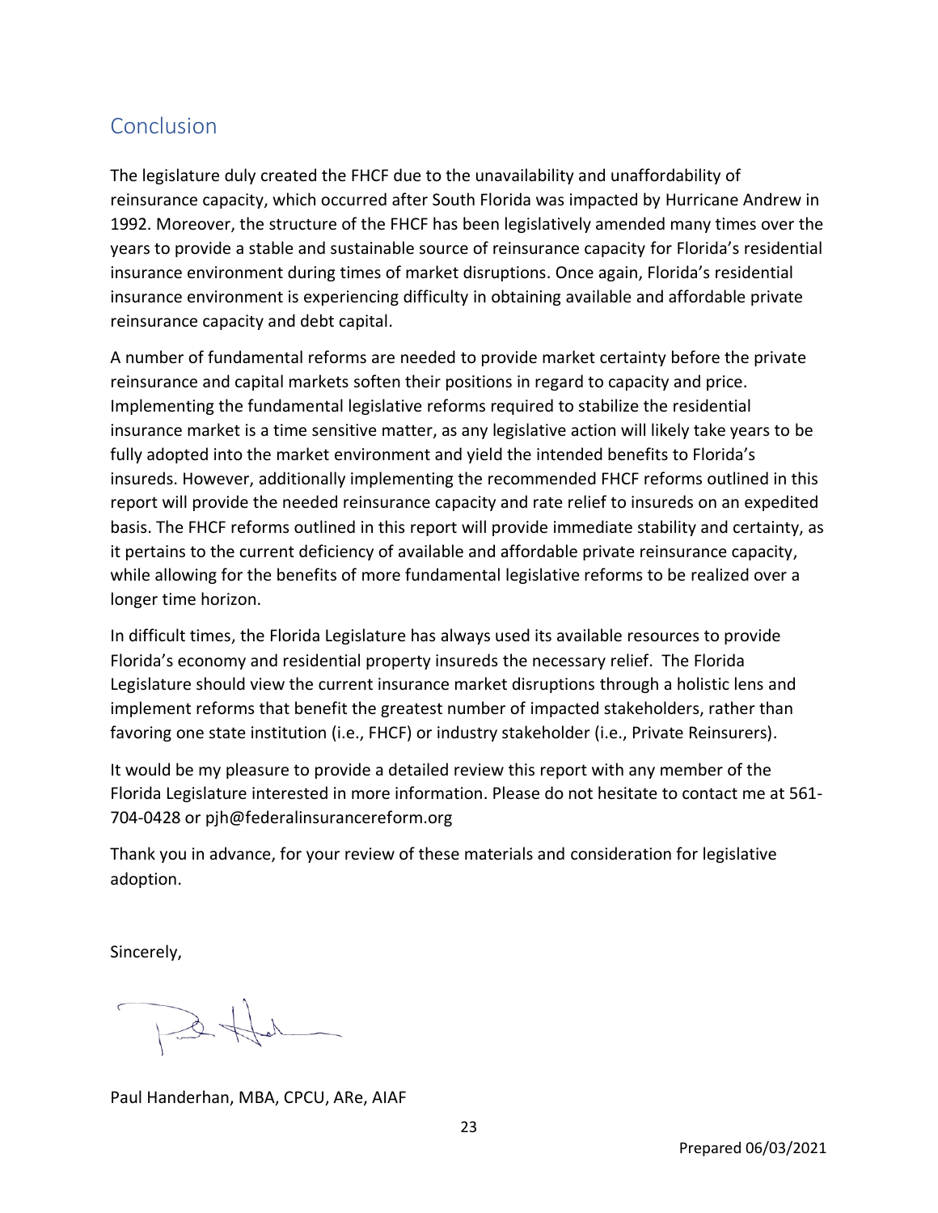## Conclusion

The legislature duly created the FHCF due to the unavailability and unaffordability of reinsurance capacity, which occurred after South Florida was impacted by Hurricane Andrew in 1992. Moreover, the structure of the FHCF has been legislatively amended many times over the years to provide a stable and sustainable source of reinsurance capacity for Florida's residential insurance environment during times of market disruptions. Once again, Florida's residential insurance environment is experiencing difficulty in obtaining available and affordable private reinsurance capacity and debt capital.

A number of fundamental reforms are needed to provide market certainty before the private reinsurance and capital markets soften their positions in regard to capacity and price. Implementing the fundamental legislative reforms required to stabilize the residential insurance market is a time sensitive matter, as any legislative action will likely take years to be fully adopted into the market environment and yield the intended benefits to Florida's insureds. However, additionally implementing the recommended FHCF reforms outlined in this report will provide the needed reinsurance capacity and rate relief to insureds on an expedited basis. The FHCF reforms outlined in this report will provide immediate stability and certainty, as it pertains to the current deficiency of available and affordable private reinsurance capacity, while allowing for the benefits of more fundamental legislative reforms to be realized over a longer time horizon.

In difficult times, the Florida Legislature has always used its available resources to provide Florida's economy and residential property insureds the necessary relief. The Florida Legislature should view the current insurance market disruptions through a holistic lens and implement reforms that benefit the greatest number of impacted stakeholders, rather than favoring one state institution (i.e., FHCF) or industry stakeholder (i.e., Private Reinsurers).

It would be my pleasure to provide a detailed review this report with any member of the Florida Legislature interested in more information. Please do not hesitate to contact me at 561-704-0428 or pjh@federalinsurancereform.org

Thank you in advance, for your review of these materials and consideration for legislative adoption.

Sincerely,

Paul Handerhan, MBA, CPCU, ARe, AIAF

Prepared 06/03/2021